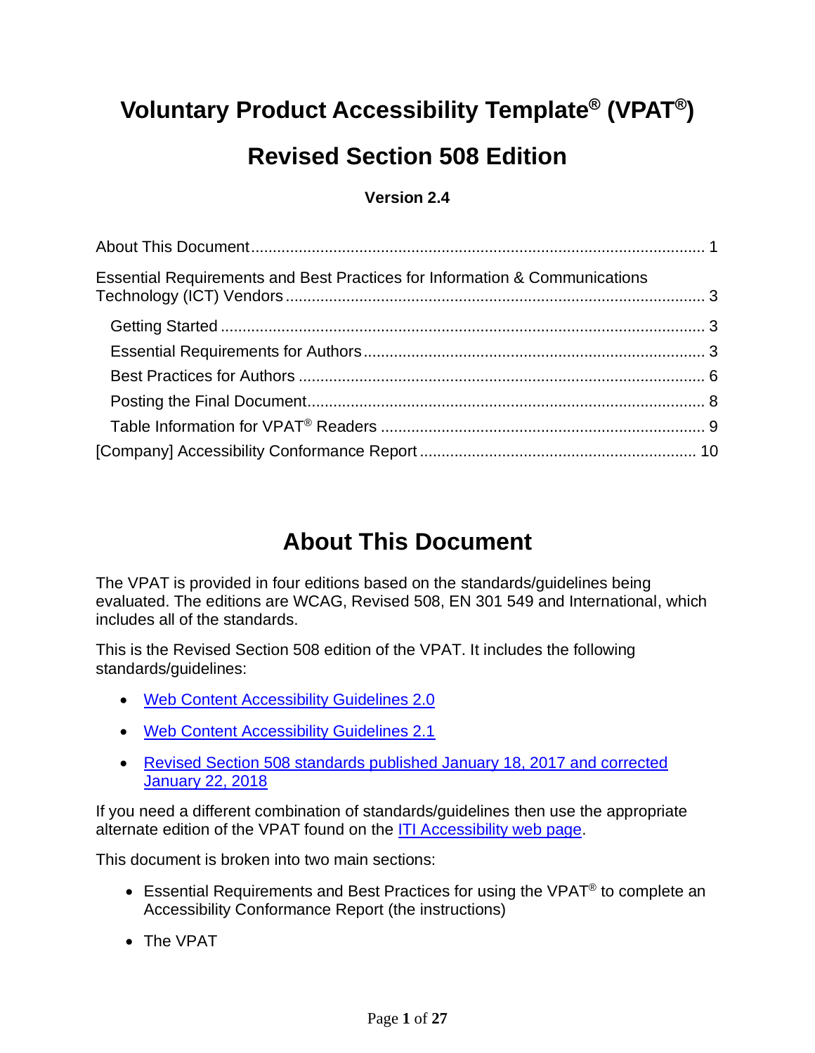# Voluntary Product Accessibility Template® (VPAT®)

# Revised Section 508 Edition

**Version 2.4**

About This Document ........................................................................................................ 1

Essential Requirements and Best Practices for Information & Communications Technology (ICT) Vendors ................................................................................................ 3

- Getting Started ............................................................................................................... 3
- Essential Requirements for Authors .............................................................................. 3
- Best Practices for Authors ............................................................................................. 6
- Posting the Final Document........................................................................................... 8
- Table Information for VPAT® Readers .......................................................................... 9

[Company] Accessibility Conformance Report ............................................................... 10

## About This Document

The VPAT is provided in four editions based on the standards/guidelines being evaluated. The editions are WCAG, Revised 508, EN 301 549 and International, which includes all of the standards.

This is the Revised Section 508 edition of the VPAT. It includes the following standards/guidelines:

- Web Content Accessibility Guidelines 2.0
- Web Content Accessibility Guidelines 2.1
- Revised Section 508 standards published January 18, 2017 and corrected January 22, 2018

If you need a different combination of standards/guidelines then use the appropriate alternate edition of the VPAT found on the ITI Accessibility web page.

This document is broken into two main sections:

- Essential Requirements and Best Practices for using the VPAT® to complete an Accessibility Conformance Report (the instructions)
- The VPAT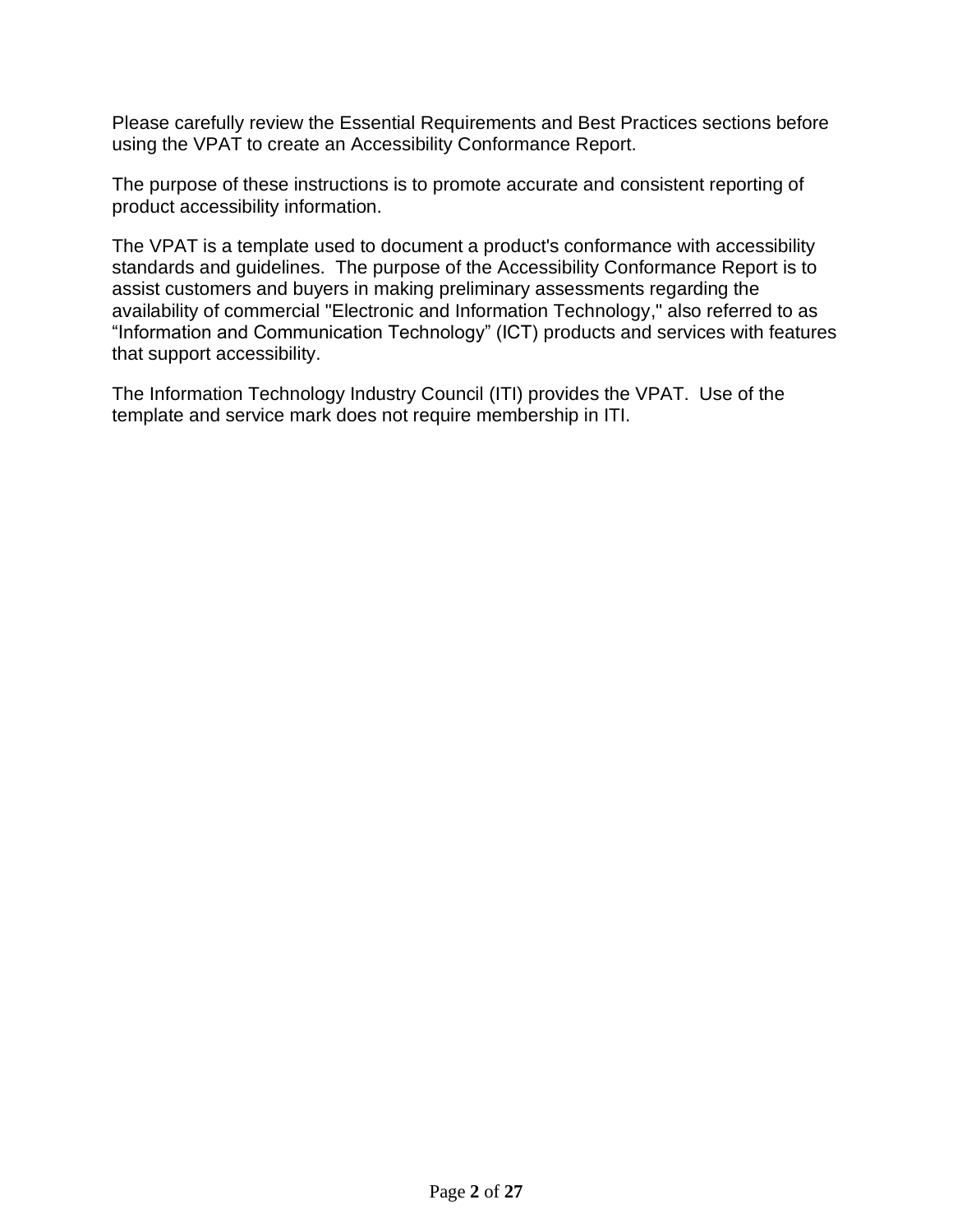Please carefully review the Essential Requirements and Best Practices sections before using the VPAT to create an Accessibility Conformance Report.

The purpose of these instructions is to promote accurate and consistent reporting of product accessibility information.

The VPAT is a template used to document a product's conformance with accessibility standards and guidelines. The purpose of the Accessibility Conformance Report is to assist customers and buyers in making preliminary assessments regarding the availability of commercial "Electronic and Information Technology," also referred to as “Information and Communication Technology” (ICT) products and services with features that support accessibility.

The Information Technology Industry Council (ITI) provides the VPAT. Use of the template and service mark does not require membership in ITI.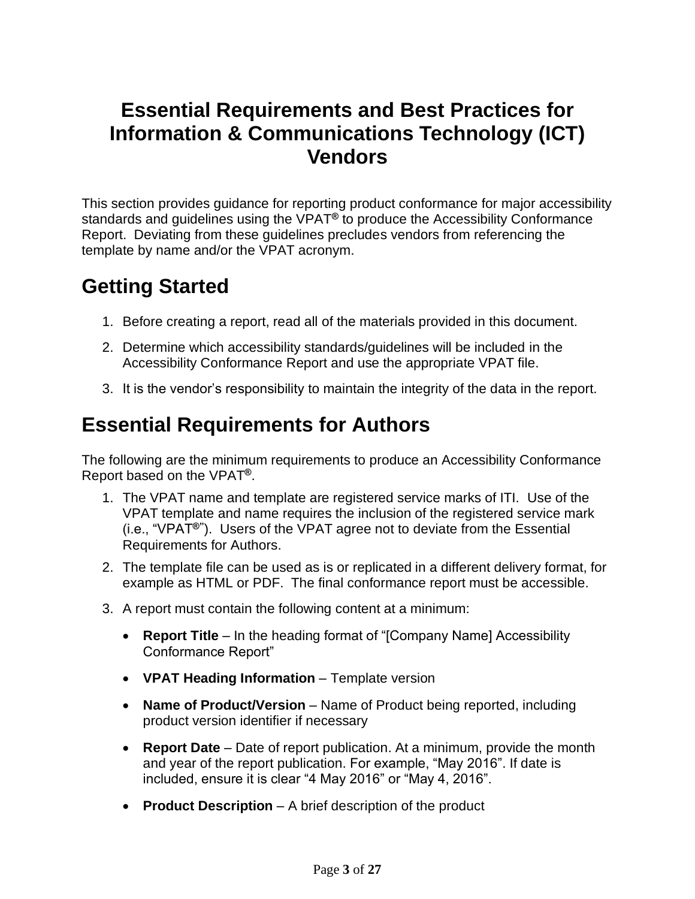# Essential Requirements and Best Practices for Information & Communications Technology (ICT) Vendors

This section provides guidance for reporting product conformance for major accessibility standards and guidelines using the VPAT® to produce the Accessibility Conformance Report. Deviating from these guidelines precludes vendors from referencing the template by name and/or the VPAT acronym.

## Getting Started

1. Before creating a report, read all of the materials provided in this document.
2. Determine which accessibility standards/guidelines will be included in the Accessibility Conformance Report and use the appropriate VPAT file.
3. It is the vendor's responsibility to maintain the integrity of the data in the report.

## Essential Requirements for Authors

The following are the minimum requirements to produce an Accessibility Conformance Report based on the VPAT®.

1. The VPAT name and template are registered service marks of ITI. Use of the VPAT template and name requires the inclusion of the registered service mark (i.e., "VPAT®"). Users of the VPAT agree not to deviate from the Essential Requirements for Authors.
2. The template file can be used as is or replicated in a different delivery format, for example as HTML or PDF. The final conformance report must be accessible.
3. A report must contain the following content at a minimum:
   - **Report Title** – In the heading format of "[Company Name] Accessibility Conformance Report"
   - **VPAT Heading Information** – Template version
   - **Name of Product/Version** – Name of Product being reported, including product version identifier if necessary
   - **Report Date** – Date of report publication. At a minimum, provide the month and year of the report publication. For example, "May 2016". If date is included, ensure it is clear "4 May 2016" or "May 4, 2016".
   - **Product Description** – A brief description of the product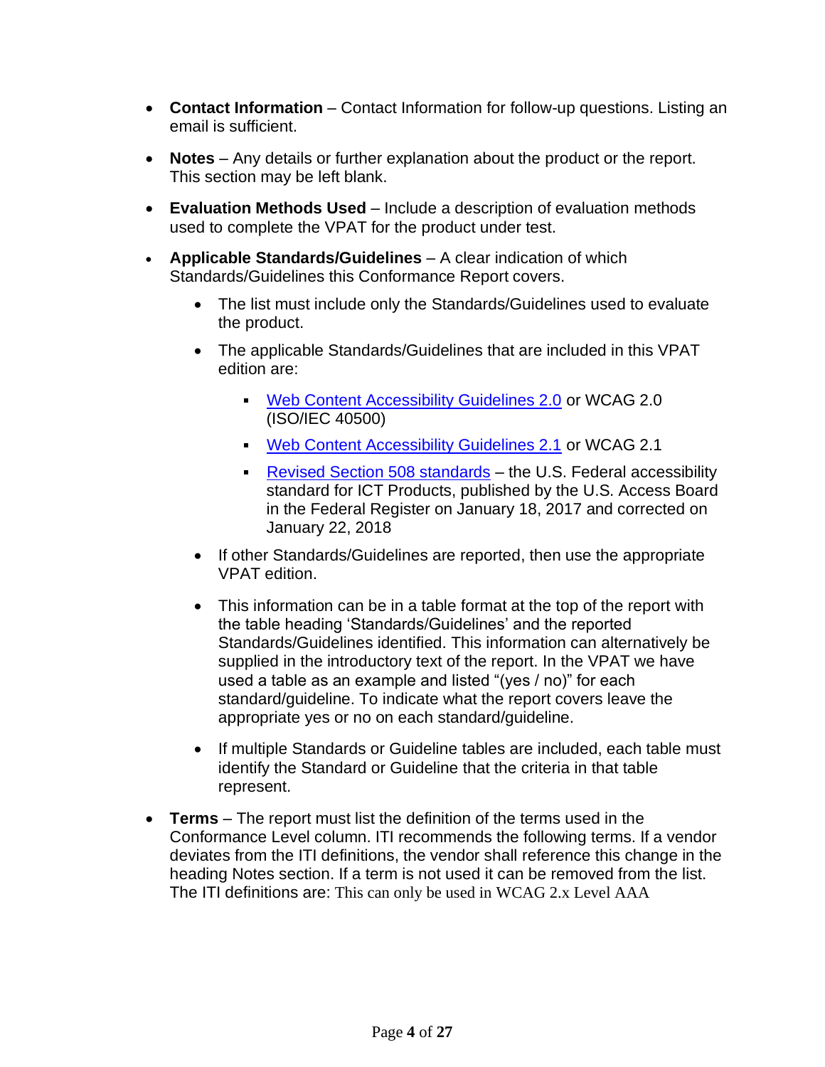- **Contact Information** – Contact Information for follow-up questions. Listing an email is sufficient.
- **Notes** – Any details or further explanation about the product or the report. This section may be left blank.
- **Evaluation Methods Used** – Include a description of evaluation methods used to complete the VPAT for the product under test.
- **Applicable Standards/Guidelines** – A clear indication of which Standards/Guidelines this Conformance Report covers.
    - The list must include only the Standards/Guidelines used to evaluate the product.
    - The applicable Standards/Guidelines that are included in this VPAT edition are:
        - Web Content Accessibility Guidelines 2.0 or WCAG 2.0 (ISO/IEC 40500)
        - Web Content Accessibility Guidelines 2.1 or WCAG 2.1
        - Revised Section 508 standards – the U.S. Federal accessibility standard for ICT Products, published by the U.S. Access Board in the Federal Register on January 18, 2017 and corrected on January 22, 2018
    - If other Standards/Guidelines are reported, then use the appropriate VPAT edition.
    - This information can be in a table format at the top of the report with the table heading 'Standards/Guidelines' and the reported Standards/Guidelines identified. This information can alternatively be supplied in the introductory text of the report. In the VPAT we have used a table as an example and listed "(yes / no)" for each standard/guideline. To indicate what the report covers leave the appropriate yes or no on each standard/guideline.
    - If multiple Standards or Guideline tables are included, each table must identify the Standard or Guideline that the criteria in that table represent.
- **Terms** – The report must list the definition of the terms used in the Conformance Level column. ITI recommends the following terms. If a vendor deviates from the ITI definitions, the vendor shall reference this change in the heading Notes section. If a term is not used it can be removed from the list. The ITI definitions are: This can only be used in WCAG 2.x Level AAA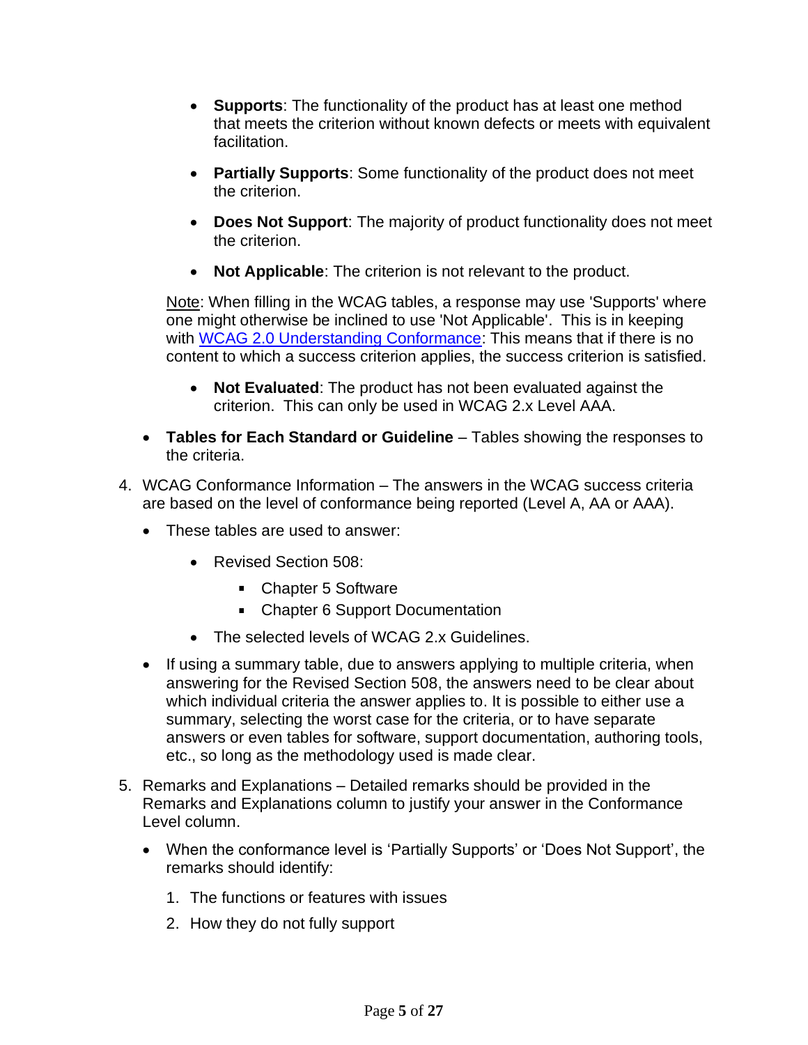- **Supports**: The functionality of the product has at least one method that meets the criterion without known defects or meets with equivalent facilitation.
    - **Partially Supports**: Some functionality of the product does not meet the criterion.
    - **Does Not Support**: The majority of product functionality does not meet the criterion.
    - **Not Applicable**: The criterion is not relevant to the product.

    Note: When filling in the WCAG tables, a response may use 'Supports' where one might otherwise be inclined to use 'Not Applicable'. This is in keeping with WCAG 2.0 Understanding Conformance: This means that if there is no content to which a success criterion applies, the success criterion is satisfied.

    - **Not Evaluated**: The product has not been evaluated against the criterion. This can only be used in WCAG 2.x Level AAA.

  - **Tables for Each Standard or Guideline** – Tables showing the responses to the criteria.

4. WCAG Conformance Information – The answers in the WCAG success criteria are based on the level of conformance being reported (Level A, AA or AAA).
   - These tables are used to answer:
     - Revised Section 508:
       - Chapter 5 Software
       - Chapter 6 Support Documentation
     - The selected levels of WCAG 2.x Guidelines.
   - If using a summary table, due to answers applying to multiple criteria, when answering for the Revised Section 508, the answers need to be clear about which individual criteria the answer applies to. It is possible to either use a summary, selecting the worst case for the criteria, or to have separate answers or even tables for software, support documentation, authoring tools, etc., so long as the methodology used is made clear.

5. Remarks and Explanations – Detailed remarks should be provided in the Remarks and Explanations column to justify your answer in the Conformance Level column.
   - When the conformance level is 'Partially Supports' or 'Does Not Support', the remarks should identify:
     1. The functions or features with issues
     2. How they do not fully support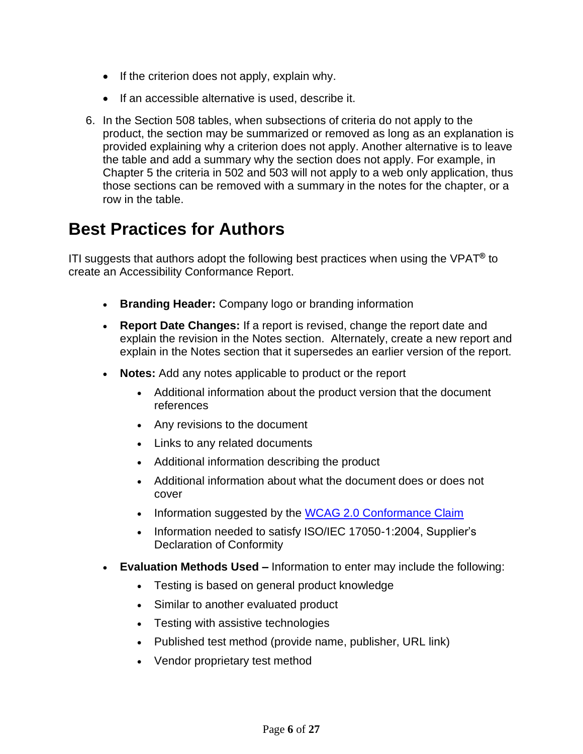- If the criterion does not apply, explain why.
- If an accessible alternative is used, describe it.

6. In the Section 508 tables, when subsections of criteria do not apply to the product, the section may be summarized or removed as long as an explanation is provided explaining why a criterion does not apply. Another alternative is to leave the table and add a summary why the section does not apply. For example, in Chapter 5 the criteria in 502 and 503 will not apply to a web only application, thus those sections can be removed with a summary in the notes for the chapter, or a row in the table.

## Best Practices for Authors

ITI suggests that authors adopt the following best practices when using the VPAT® to create an Accessibility Conformance Report.

- **Branding Header:** Company logo or branding information
- **Report Date Changes:** If a report is revised, change the report date and explain the revision in the Notes section. Alternately, create a new report and explain in the Notes section that it supersedes an earlier version of the report.
- **Notes:** Add any notes applicable to product or the report
  - Additional information about the product version that the document references
  - Any revisions to the document
  - Links to any related documents
  - Additional information describing the product
  - Additional information about what the document does or does not cover
  - Information suggested by the [WCAG 2.0 Conformance Claim]
  - Information needed to satisfy ISO/IEC 17050-1:2004, Supplier's Declaration of Conformity
- **Evaluation Methods Used –** Information to enter may include the following:
  - Testing is based on general product knowledge
  - Similar to another evaluated product
  - Testing with assistive technologies
  - Published test method (provide name, publisher, URL link)
  - Vendor proprietary test method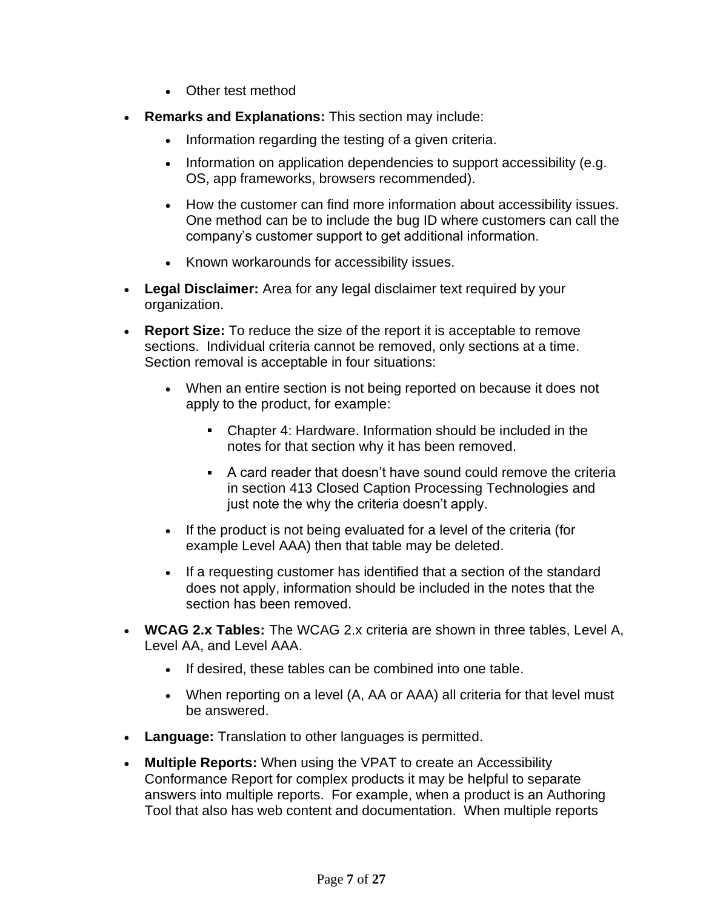- Other test method

- **Remarks and Explanations:** This section may include:
  - Information regarding the testing of a given criteria.
  - Information on application dependencies to support accessibility (e.g. OS, app frameworks, browsers recommended).
  - How the customer can find more information about accessibility issues. One method can be to include the bug ID where customers can call the company's customer support to get additional information.
  - Known workarounds for accessibility issues.

- **Legal Disclaimer:** Area for any legal disclaimer text required by your organization.

- **Report Size:** To reduce the size of the report it is acceptable to remove sections. Individual criteria cannot be removed, only sections at a time. Section removal is acceptable in four situations:
  - When an entire section is not being reported on because it does not apply to the product, for example:
    - Chapter 4: Hardware. Information should be included in the notes for that section why it has been removed.
    - A card reader that doesn't have sound could remove the criteria in section 413 Closed Caption Processing Technologies and just note the why the criteria doesn't apply.
  - If the product is not being evaluated for a level of the criteria (for example Level AAA) then that table may be deleted.
  - If a requesting customer has identified that a section of the standard does not apply, information should be included in the notes that the section has been removed.

- **WCAG 2.x Tables:** The WCAG 2.x criteria are shown in three tables, Level A, Level AA, and Level AAA.
  - If desired, these tables can be combined into one table.
  - When reporting on a level (A, AA or AAA) all criteria for that level must be answered.

- **Language:** Translation to other languages is permitted.

- **Multiple Reports:** When using the VPAT to create an Accessibility Conformance Report for complex products it may be helpful to separate answers into multiple reports. For example, when a product is an Authoring Tool that also has web content and documentation. When multiple reports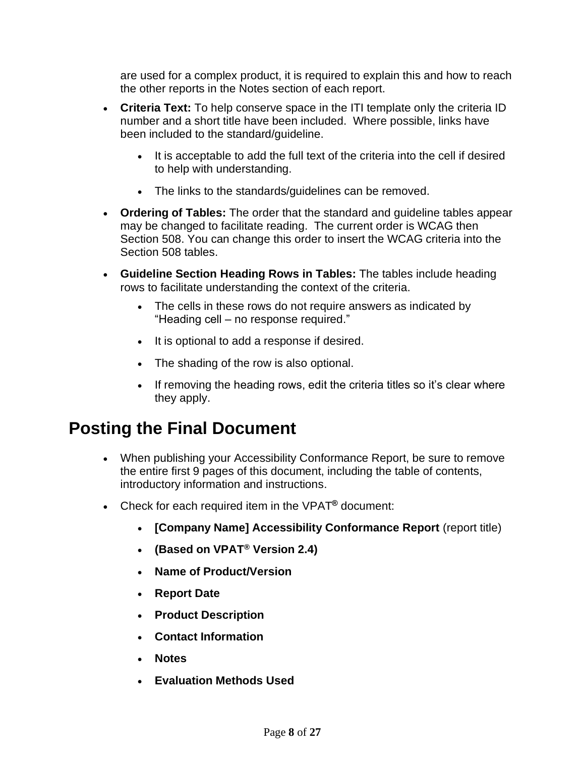are used for a complex product, it is required to explain this and how to reach the other reports in the Notes section of each report.

- **Criteria Text:** To help conserve space in the ITI template only the criteria ID number and a short title have been included. Where possible, links have been included to the standard/guideline.
  - It is acceptable to add the full text of the criteria into the cell if desired to help with understanding.
  - The links to the standards/guidelines can be removed.
- **Ordering of Tables:** The order that the standard and guideline tables appear may be changed to facilitate reading. The current order is WCAG then Section 508. You can change this order to insert the WCAG criteria into the Section 508 tables.
- **Guideline Section Heading Rows in Tables:** The tables include heading rows to facilitate understanding the context of the criteria.
  - The cells in these rows do not require answers as indicated by "Heading cell – no response required."
  - It is optional to add a response if desired.
  - The shading of the row is also optional.
  - If removing the heading rows, edit the criteria titles so it's clear where they apply.

# Posting the Final Document

- When publishing your Accessibility Conformance Report, be sure to remove the entire first 9 pages of this document, including the table of contents, introductory information and instructions.
- Check for each required item in the VPAT® document:
  - **[Company Name] Accessibility Conformance Report** (report title)
  - **(Based on VPAT® Version 2.4)**
  - **Name of Product/Version**
  - **Report Date**
  - **Product Description**
  - **Contact Information**
  - **Notes**
  - **Evaluation Methods Used**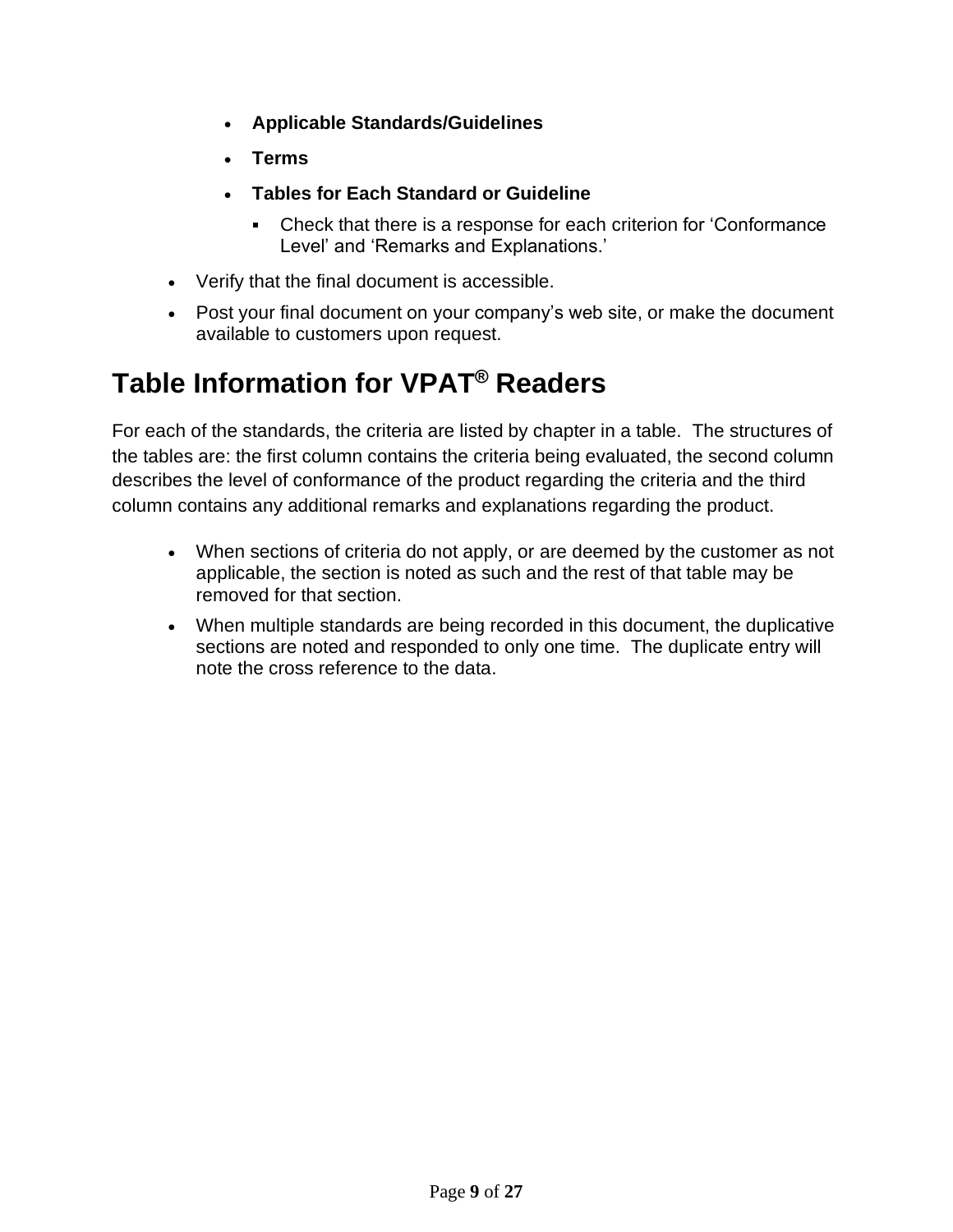- **Applicable Standards/Guidelines**
  - **Terms**
  - **Tables for Each Standard or Guideline**
    - Check that there is a response for each criterion for 'Conformance Level' and 'Remarks and Explanations.'
- Verify that the final document is accessible.
- Post your final document on your company's web site, or make the document available to customers upon request.

# Table Information for VPAT® Readers

For each of the standards, the criteria are listed by chapter in a table. The structures of the tables are: the first column contains the criteria being evaluated, the second column describes the level of conformance of the product regarding the criteria and the third column contains any additional remarks and explanations regarding the product.

- When sections of criteria do not apply, or are deemed by the customer as not applicable, the section is noted as such and the rest of that table may be removed for that section.
- When multiple standards are being recorded in this document, the duplicative sections are noted and responded to only one time. The duplicate entry will note the cross reference to the data.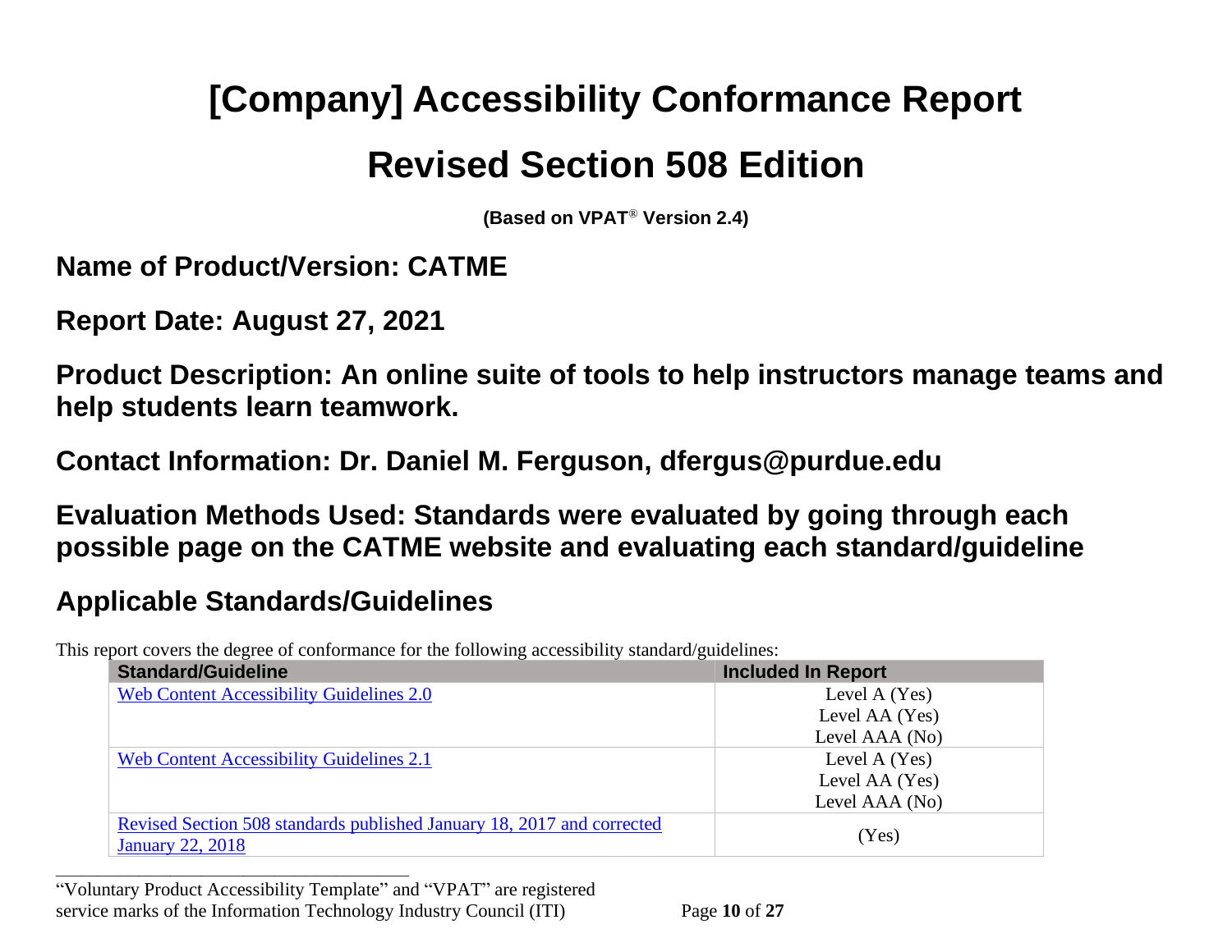# [Company] Accessibility Conformance Report

# Revised Section 508 Edition

**(Based on VPAT® Version 2.4)**

## Name of Product/Version: CATME

## Report Date: August 27, 2021

## Product Description: An online suite of tools to help instructors manage teams and help students learn teamwork.

## Contact Information: Dr. Daniel M. Ferguson, dfergus@purdue.edu

## Evaluation Methods Used: Standards were evaluated by going through each possible page on the CATME website and evaluating each standard/guideline

## Applicable Standards/Guidelines

This report covers the degree of conformance for the following accessibility standard/guidelines:

| Standard/Guideline | Included In Report |
|---|---|
| Web Content Accessibility Guidelines 2.0 | Level A (Yes)<br>Level AA (Yes)<br>Level AAA (No) |
| Web Content Accessibility Guidelines 2.1 | Level A (Yes)<br>Level AA (Yes)<br>Level AAA (No) |
| Revised Section 508 standards published January 18, 2017 and corrected January 22, 2018 | (Yes) |

"Voluntary Product Accessibility Template" and "VPAT" are registered service marks of the Information Technology Industry Council (ITI)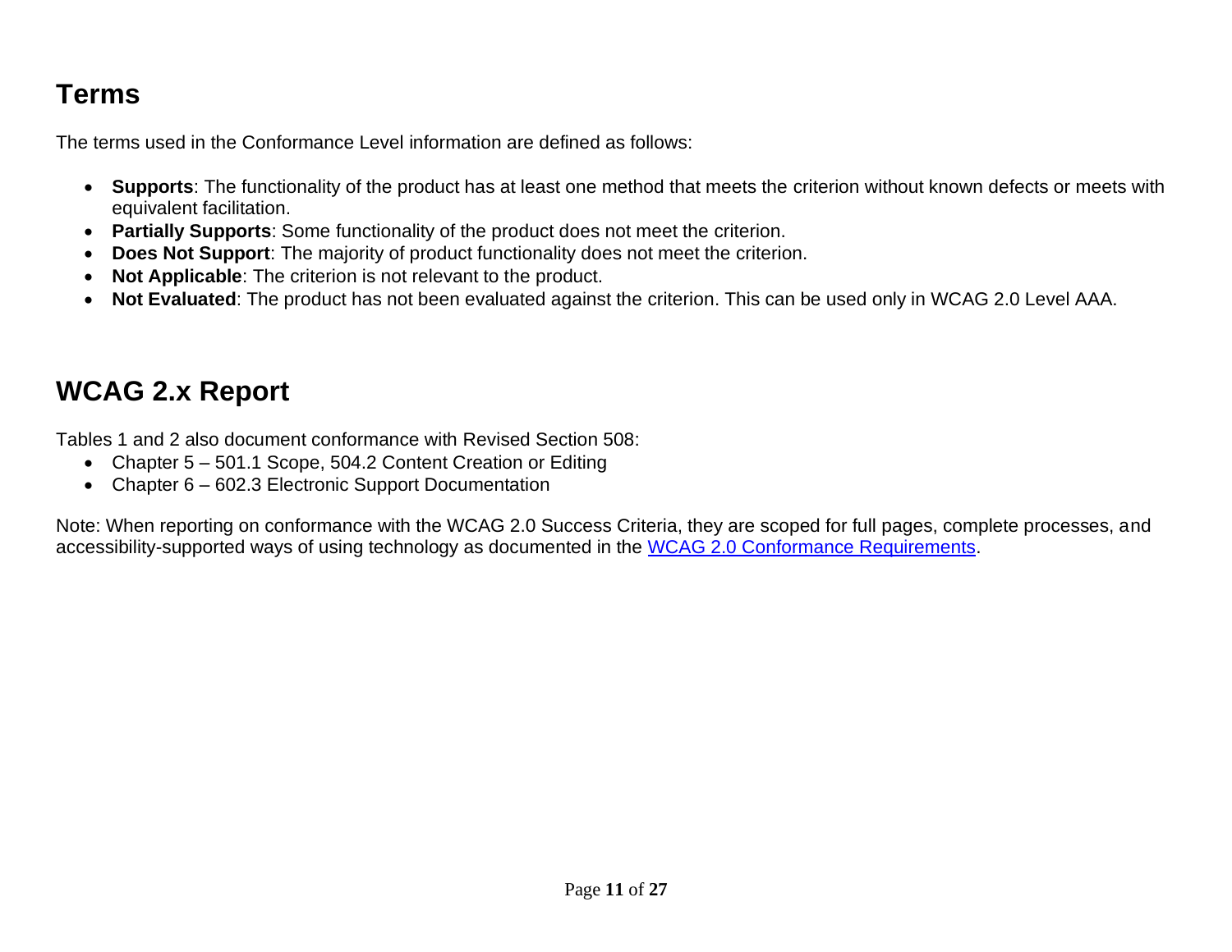## Terms

The terms used in the Conformance Level information are defined as follows:

- **Supports**: The functionality of the product has at least one method that meets the criterion without known defects or meets with equivalent facilitation.
- **Partially Supports**: Some functionality of the product does not meet the criterion.
- **Does Not Support**: The majority of product functionality does not meet the criterion.
- **Not Applicable**: The criterion is not relevant to the product.
- **Not Evaluated**: The product has not been evaluated against the criterion. This can be used only in WCAG 2.0 Level AAA.

## WCAG 2.x Report

Tables 1 and 2 also document conformance with Revised Section 508:

- Chapter 5 – 501.1 Scope, 504.2 Content Creation or Editing
- Chapter 6 – 602.3 Electronic Support Documentation

Note: When reporting on conformance with the WCAG 2.0 Success Criteria, they are scoped for full pages, complete processes, and accessibility-supported ways of using technology as documented in the [WCAG 2.0 Conformance Requirements](WCAG 2.0 Conformance Requirements).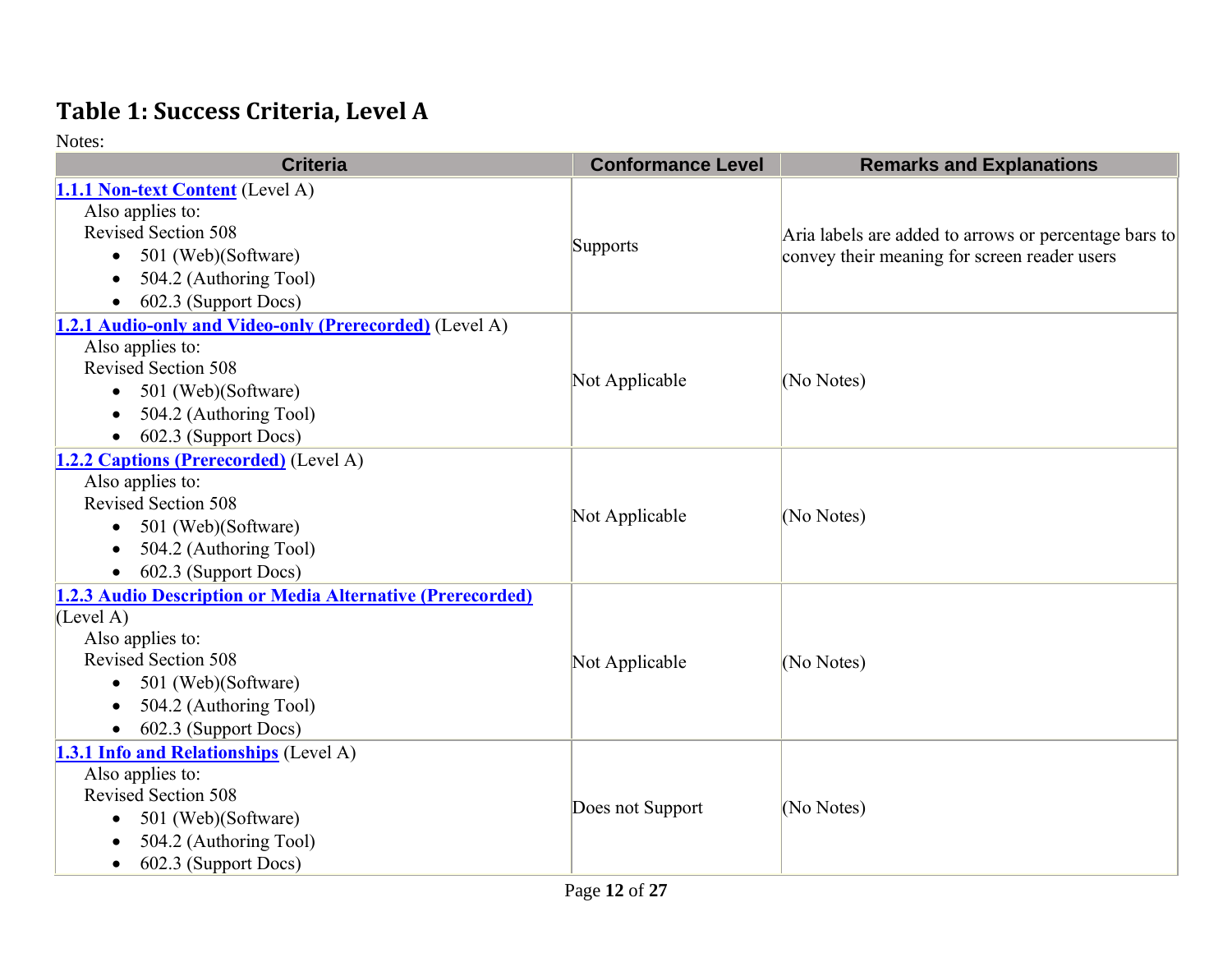## Table 1: Success Criteria, Level A

Notes:

| Criteria | Conformance Level | Remarks and Explanations |
|---|---|---|
| **1.1.1 Non-text Content** (Level A)<br>Also applies to:<br>Revised Section 508<br>• 501 (Web)(Software)<br>• 504.2 (Authoring Tool)<br>• 602.3 (Support Docs) | Supports | Aria labels are added to arrows or percentage bars to convey their meaning for screen reader users |
| **1.2.1 Audio-only and Video-only (Prerecorded)** (Level A)<br>Also applies to:<br>Revised Section 508<br>• 501 (Web)(Software)<br>• 504.2 (Authoring Tool)<br>• 602.3 (Support Docs) | Not Applicable | (No Notes) |
| **1.2.2 Captions (Prerecorded)** (Level A)<br>Also applies to:<br>Revised Section 508<br>• 501 (Web)(Software)<br>• 504.2 (Authoring Tool)<br>• 602.3 (Support Docs) | Not Applicable | (No Notes) |
| **1.2.3 Audio Description or Media Alternative (Prerecorded)** (Level A)<br>Also applies to:<br>Revised Section 508<br>• 501 (Web)(Software)<br>• 504.2 (Authoring Tool)<br>• 602.3 (Support Docs) | Not Applicable | (No Notes) |
| **1.3.1 Info and Relationships** (Level A)<br>Also applies to:<br>Revised Section 508<br>• 501 (Web)(Software)<br>• 504.2 (Authoring Tool)<br>• 602.3 (Support Docs) | Does not Support | (No Notes) |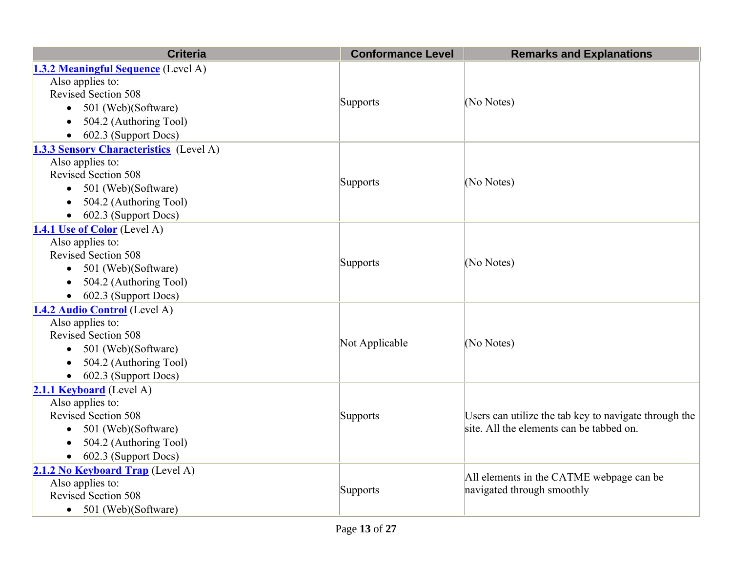| Criteria | Conformance Level | Remarks and Explanations |
| --- | --- | --- |
| **1.3.2 Meaningful Sequence** (Level A)<br>Also applies to:<br>Revised Section 508<br>• 501 (Web)(Software)<br>• 504.2 (Authoring Tool)<br>• 602.3 (Support Docs) | Supports | (No Notes) |
| **1.3.3 Sensory Characteristics** (Level A)<br>Also applies to:<br>Revised Section 508<br>• 501 (Web)(Software)<br>• 504.2 (Authoring Tool)<br>• 602.3 (Support Docs) | Supports | (No Notes) |
| **1.4.1 Use of Color** (Level A)<br>Also applies to:<br>Revised Section 508<br>• 501 (Web)(Software)<br>• 504.2 (Authoring Tool)<br>• 602.3 (Support Docs) | Supports | (No Notes) |
| **1.4.2 Audio Control** (Level A)<br>Also applies to:<br>Revised Section 508<br>• 501 (Web)(Software)<br>• 504.2 (Authoring Tool)<br>• 602.3 (Support Docs) | Not Applicable | (No Notes) |
| **2.1.1 Keyboard** (Level A)<br>Also applies to:<br>Revised Section 508<br>• 501 (Web)(Software)<br>• 504.2 (Authoring Tool)<br>• 602.3 (Support Docs) | Supports | Users can utilize the tab key to navigate through the site. All the elements can be tabbed on. |
| **2.1.2 No Keyboard Trap** (Level A)<br>Also applies to:<br>Revised Section 508<br>• 501 (Web)(Software) | Supports | All elements in the CATME webpage can be navigated through smoothly |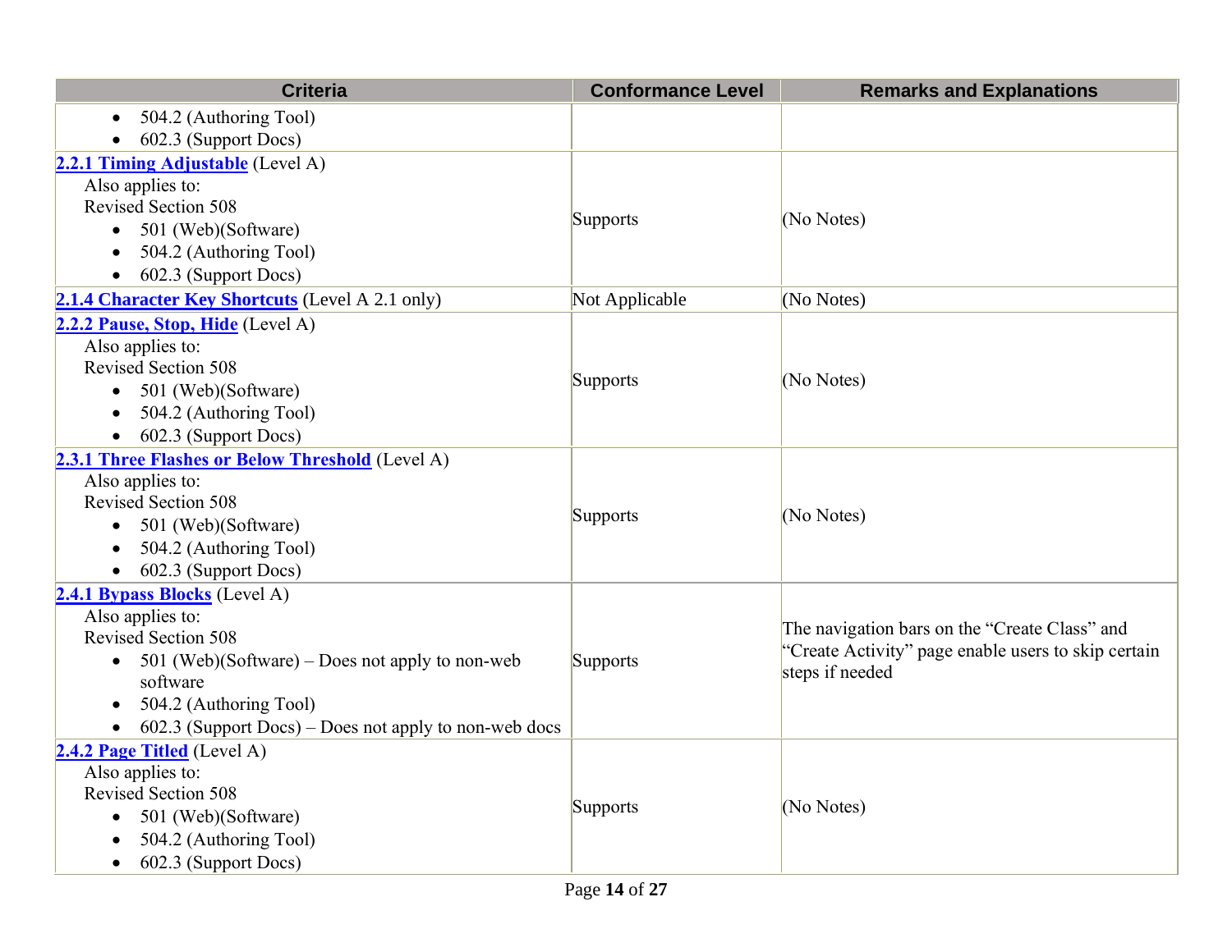| Criteria | Conformance Level | Remarks and Explanations |
| --- | --- | --- |
| • 504.2 (Authoring Tool)<br>• 602.3 (Support Docs) | | |
| **2.2.1 Timing Adjustable** (Level A)<br>Also applies to:<br>Revised Section 508<br>• 501 (Web)(Software)<br>• 504.2 (Authoring Tool)<br>• 602.3 (Support Docs) | Supports | (No Notes) |
| **2.1.4 Character Key Shortcuts** (Level A 2.1 only) | Not Applicable | (No Notes) |
| **2.2.2 Pause, Stop, Hide** (Level A)<br>Also applies to:<br>Revised Section 508<br>• 501 (Web)(Software)<br>• 504.2 (Authoring Tool)<br>• 602.3 (Support Docs) | Supports | (No Notes) |
| **2.3.1 Three Flashes or Below Threshold** (Level A)<br>Also applies to:<br>Revised Section 508<br>• 501 (Web)(Software)<br>• 504.2 (Authoring Tool)<br>• 602.3 (Support Docs) | Supports | (No Notes) |
| **2.4.1 Bypass Blocks** (Level A)<br>Also applies to:<br>Revised Section 508<br>• 501 (Web)(Software) – Does not apply to non-web software<br>• 504.2 (Authoring Tool)<br>• 602.3 (Support Docs) – Does not apply to non-web docs | Supports | The navigation bars on the “Create Class” and “Create Activity” page enable users to skip certain steps if needed |
| **2.4.2 Page Titled** (Level A)<br>Also applies to:<br>Revised Section 508<br>• 501 (Web)(Software)<br>• 504.2 (Authoring Tool)<br>• 602.3 (Support Docs) | Supports | (No Notes) |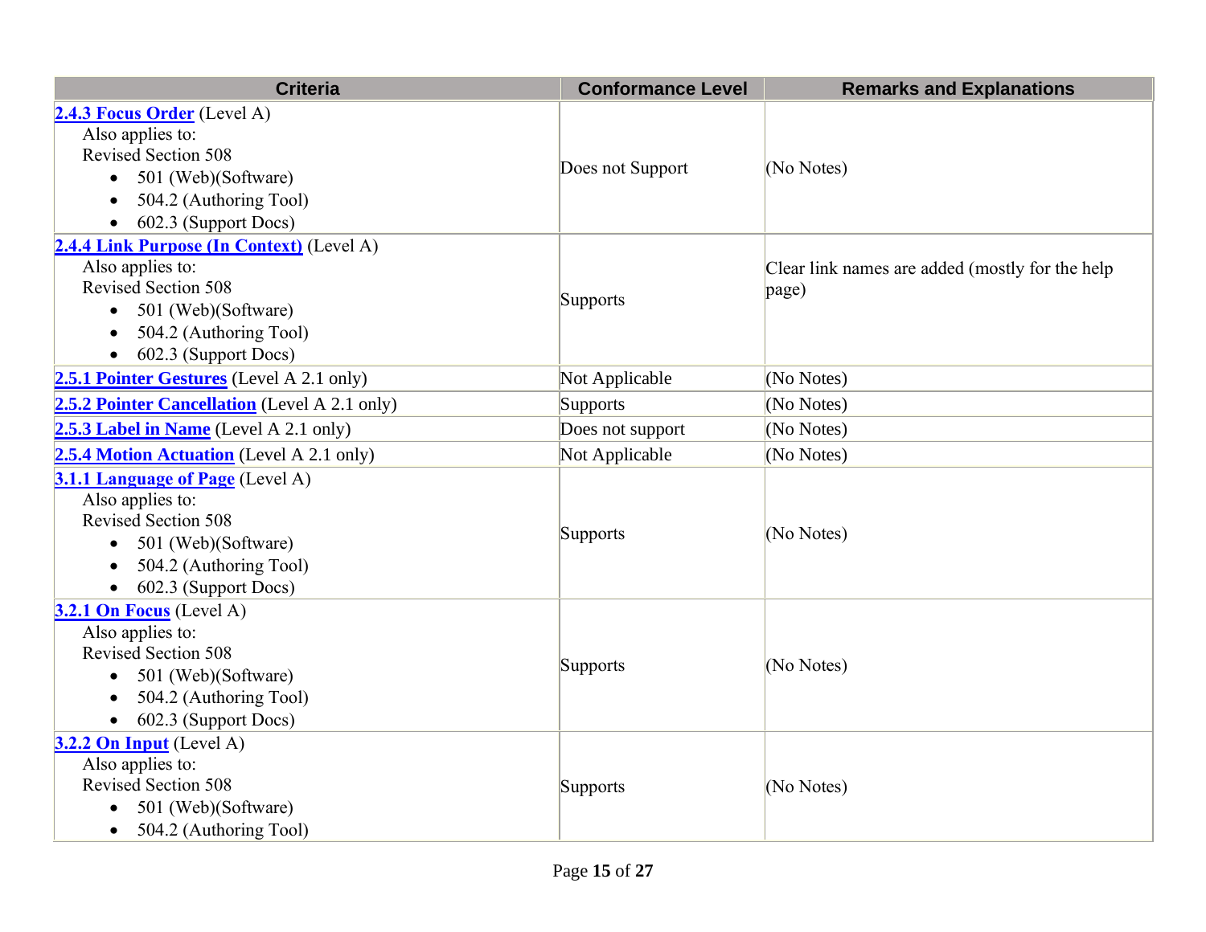| Criteria | Conformance Level | Remarks and Explanations |
| --- | --- | --- |
| **2.4.3 Focus Order** (Level A)<br>Also applies to:<br>Revised Section 508<br>• 501 (Web)(Software)<br>• 504.2 (Authoring Tool)<br>• 602.3 (Support Docs) | Does not Support | (No Notes) |
| **2.4.4 Link Purpose (In Context)** (Level A)<br>Also applies to:<br>Revised Section 508<br>• 501 (Web)(Software)<br>• 504.2 (Authoring Tool)<br>• 602.3 (Support Docs) | Supports | Clear link names are added (mostly for the help page) |
| **2.5.1 Pointer Gestures** (Level A 2.1 only) | Not Applicable | (No Notes) |
| **2.5.2 Pointer Cancellation** (Level A 2.1 only) | Supports | (No Notes) |
| **2.5.3 Label in Name** (Level A 2.1 only) | Does not support | (No Notes) |
| **2.5.4 Motion Actuation** (Level A 2.1 only) | Not Applicable | (No Notes) |
| **3.1.1 Language of Page** (Level A)<br>Also applies to:<br>Revised Section 508<br>• 501 (Web)(Software)<br>• 504.2 (Authoring Tool)<br>• 602.3 (Support Docs) | Supports | (No Notes) |
| **3.2.1 On Focus** (Level A)<br>Also applies to:<br>Revised Section 508<br>• 501 (Web)(Software)<br>• 504.2 (Authoring Tool)<br>• 602.3 (Support Docs) | Supports | (No Notes) |
| **3.2.2 On Input** (Level A)<br>Also applies to:<br>Revised Section 508<br>• 501 (Web)(Software)<br>• 504.2 (Authoring Tool) | Supports | (No Notes) |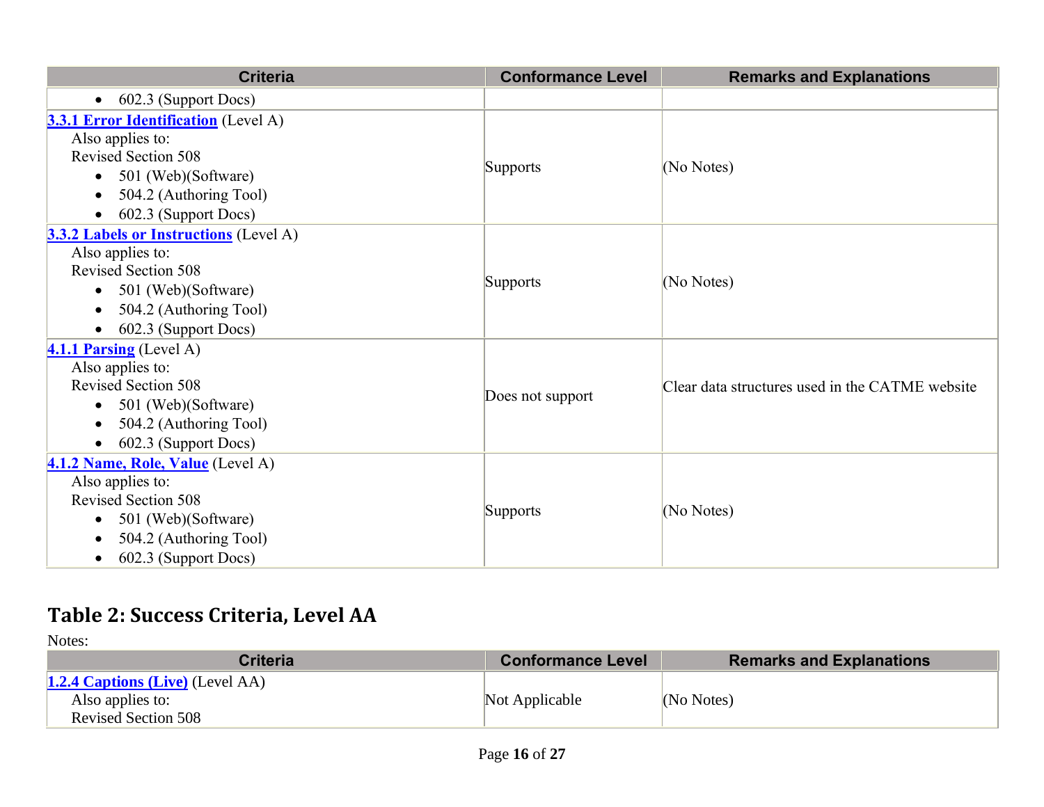| Criteria | Conformance Level | Remarks and Explanations |
| --- | --- | --- |
| • 602.3 (Support Docs) | | |
| **3.3.1 Error Identification** (Level A)<br>Also applies to:<br>Revised Section 508<br>• 501 (Web)(Software)<br>• 504.2 (Authoring Tool)<br>• 602.3 (Support Docs) | Supports | (No Notes) |
| **3.3.2 Labels or Instructions** (Level A)<br>Also applies to:<br>Revised Section 508<br>• 501 (Web)(Software)<br>• 504.2 (Authoring Tool)<br>• 602.3 (Support Docs) | Supports | (No Notes) |
| **4.1.1 Parsing** (Level A)<br>Also applies to:<br>Revised Section 508<br>• 501 (Web)(Software)<br>• 504.2 (Authoring Tool)<br>• 602.3 (Support Docs) | Does not support | Clear data structures used in the CATME website |
| **4.1.2 Name, Role, Value** (Level A)<br>Also applies to:<br>Revised Section 508<br>• 501 (Web)(Software)<br>• 504.2 (Authoring Tool)<br>• 602.3 (Support Docs) | Supports | (No Notes) |

## Table 2: Success Criteria, Level AA

Notes:

| Criteria | Conformance Level | Remarks and Explanations |
| --- | --- | --- |
| **1.2.4 Captions (Live)** (Level AA)<br>Also applies to:<br>Revised Section 508 | Not Applicable | (No Notes) |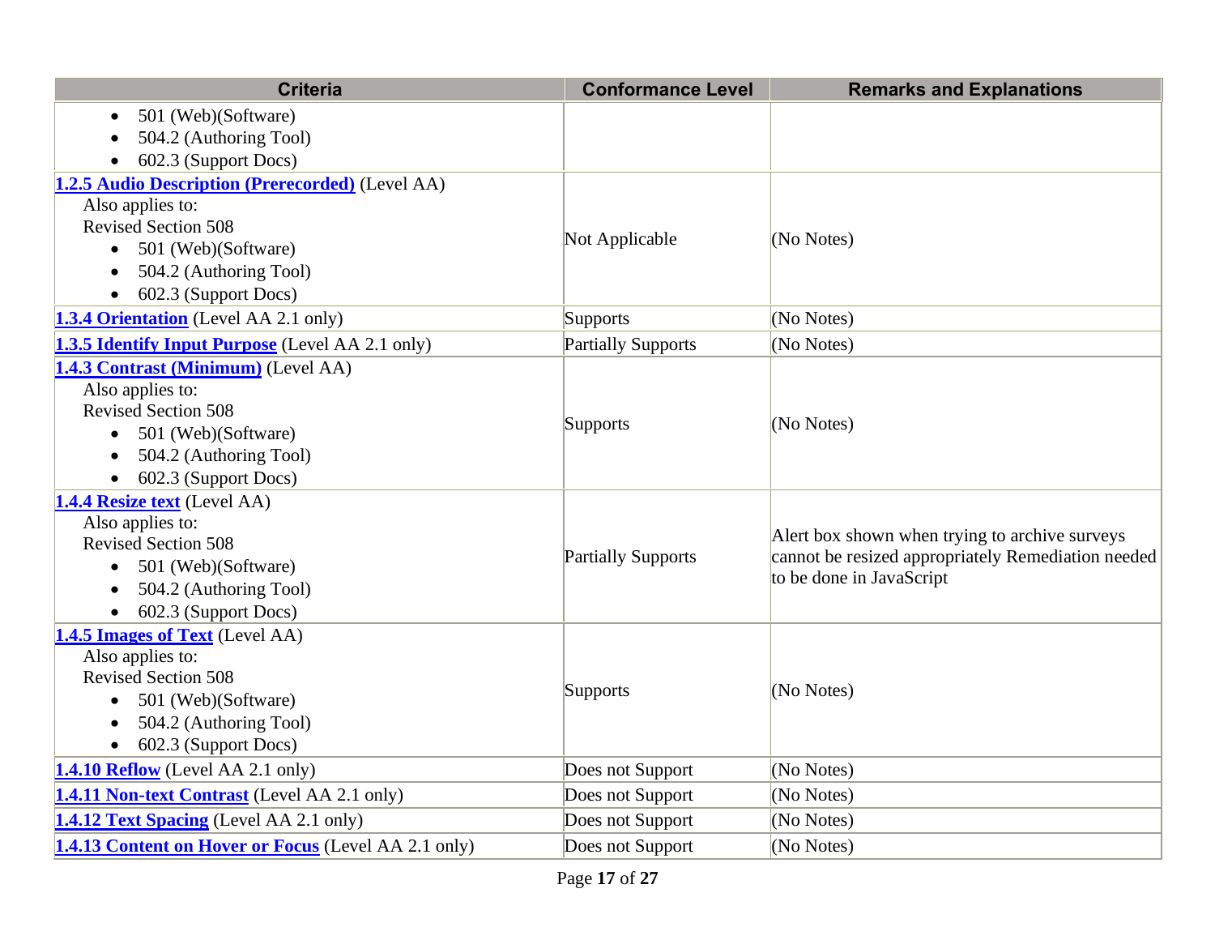| Criteria | Conformance Level | Remarks and Explanations |
|---|---|---|
| <ul><li>501 (Web)(Software)</li><li>504.2 (Authoring Tool)</li><li>602.3 (Support Docs)</li></ul> | | |
| **1.2.5 Audio Description (Prerecorded)** (Level AA)<br>Also applies to:<br>Revised Section 508<ul><li>501 (Web)(Software)</li><li>504.2 (Authoring Tool)</li><li>602.3 (Support Docs)</li></ul> | Not Applicable | (No Notes) |
| **1.3.4 Orientation** (Level AA 2.1 only) | Supports | (No Notes) |
| **1.3.5 Identify Input Purpose** (Level AA 2.1 only) | Partially Supports | (No Notes) |
| **1.4.3 Contrast (Minimum)** (Level AA)<br>Also applies to:<br>Revised Section 508<ul><li>501 (Web)(Software)</li><li>504.2 (Authoring Tool)</li><li>602.3 (Support Docs)</li></ul> | Supports | (No Notes) |
| **1.4.4 Resize text** (Level AA)<br>Also applies to:<br>Revised Section 508<ul><li>501 (Web)(Software)</li><li>504.2 (Authoring Tool)</li><li>602.3 (Support Docs)</li></ul> | Partially Supports | Alert box shown when trying to archive surveys cannot be resized appropriately Remediation needed to be done in JavaScript |
| **1.4.5 Images of Text** (Level AA)<br>Also applies to:<br>Revised Section 508<ul><li>501 (Web)(Software)</li><li>504.2 (Authoring Tool)</li><li>602.3 (Support Docs)</li></ul> | Supports | (No Notes) |
| **1.4.10 Reflow** (Level AA 2.1 only) | Does not Support | (No Notes) |
| **1.4.11 Non-text Contrast** (Level AA 2.1 only) | Does not Support | (No Notes) |
| **1.4.12 Text Spacing** (Level AA 2.1 only) | Does not Support | (No Notes) |
| **1.4.13 Content on Hover or Focus** (Level AA 2.1 only) | Does not Support | (No Notes) |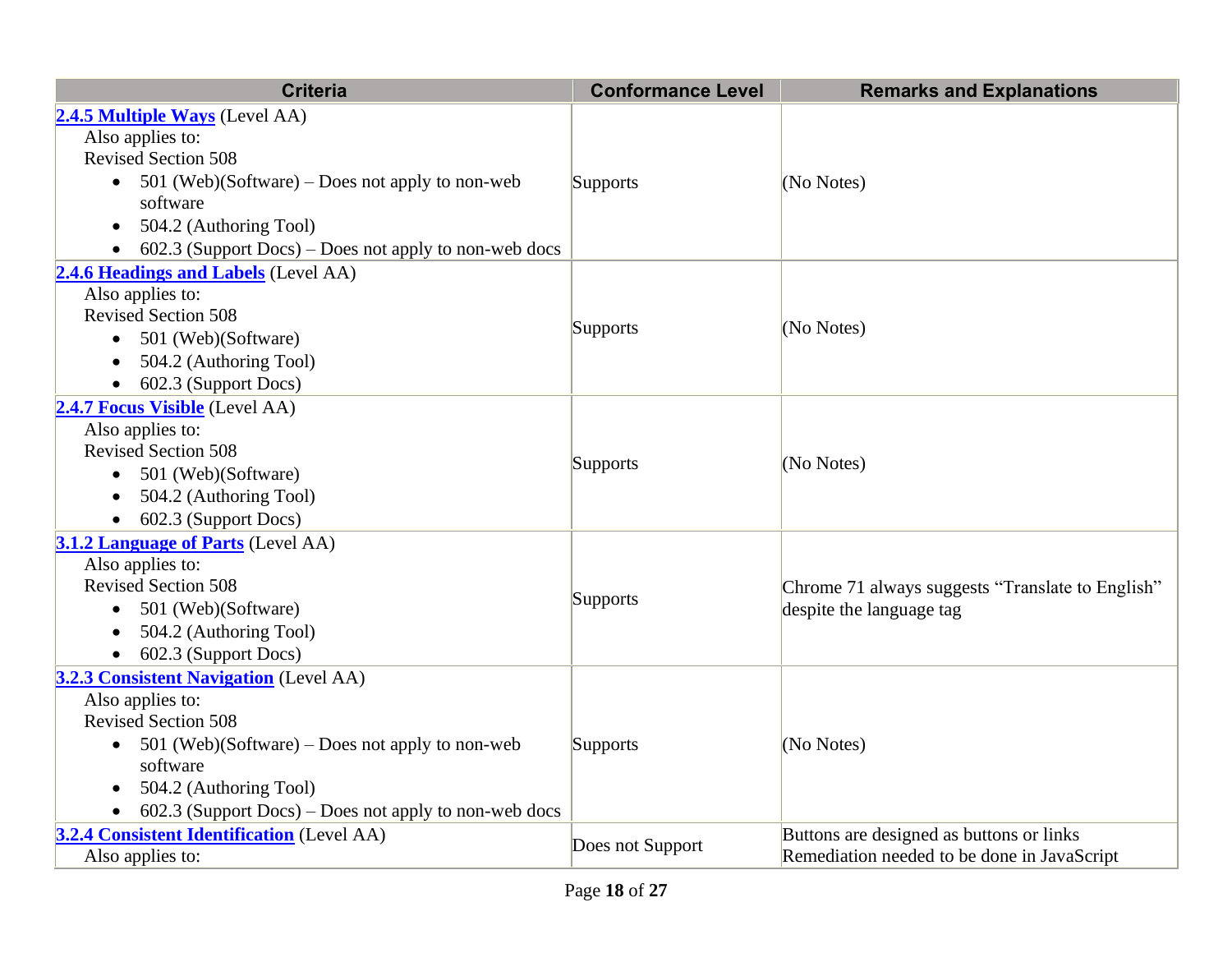| Criteria | Conformance Level | Remarks and Explanations |
| --- | --- | --- |
| **[2.4.5 Multiple Ways](#)** (Level AA)<br>Also applies to:<br>Revised Section 508<br>• 501 (Web)(Software) – Does not apply to non-web software<br>• 504.2 (Authoring Tool)<br>• 602.3 (Support Docs) – Does not apply to non-web docs | Supports | (No Notes) |
| **[2.4.6 Headings and Labels](#)** (Level AA)<br>Also applies to:<br>Revised Section 508<br>• 501 (Web)(Software)<br>• 504.2 (Authoring Tool)<br>• 602.3 (Support Docs) | Supports | (No Notes) |
| **[2.4.7 Focus Visible](#)** (Level AA)<br>Also applies to:<br>Revised Section 508<br>• 501 (Web)(Software)<br>• 504.2 (Authoring Tool)<br>• 602.3 (Support Docs) | Supports | (No Notes) |
| **[3.1.2 Language of Parts](#)** (Level AA)<br>Also applies to:<br>Revised Section 508<br>• 501 (Web)(Software)<br>• 504.2 (Authoring Tool)<br>• 602.3 (Support Docs) | Supports | Chrome 71 always suggests "Translate to English" despite the language tag |
| **[3.2.3 Consistent Navigation](#)** (Level AA)<br>Also applies to:<br>Revised Section 508<br>• 501 (Web)(Software) – Does not apply to non-web software<br>• 504.2 (Authoring Tool)<br>• 602.3 (Support Docs) – Does not apply to non-web docs | Supports | (No Notes) |
| **[3.2.4 Consistent Identification](#)** (Level AA)<br>Also applies to: | Does not Support | Buttons are designed as buttons or links<br>Remediation needed to be done in JavaScript |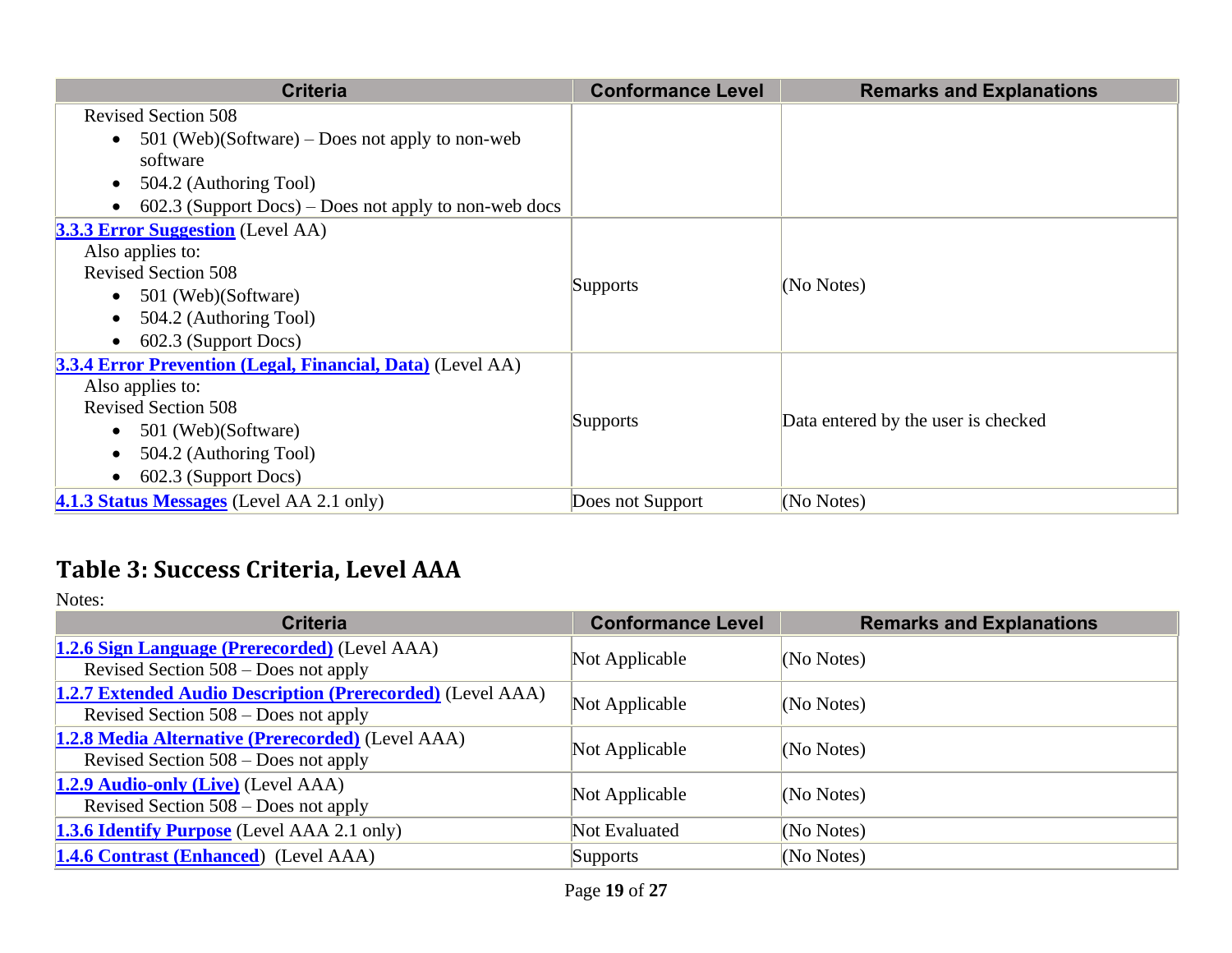| Criteria | Conformance Level | Remarks and Explanations |
|---|---|---|
| Revised Section 508<br>• 501 (Web)(Software) – Does not apply to non-web software<br>• 504.2 (Authoring Tool)<br>• 602.3 (Support Docs) – Does not apply to non-web docs | | |
| **3.3.3 Error Suggestion** (Level AA)<br>Also applies to:<br>Revised Section 508<br>• 501 (Web)(Software)<br>• 504.2 (Authoring Tool)<br>• 602.3 (Support Docs) | Supports | (No Notes) |
| **3.3.4 Error Prevention (Legal, Financial, Data)** (Level AA)<br>Also applies to:<br>Revised Section 508<br>• 501 (Web)(Software)<br>• 504.2 (Authoring Tool)<br>• 602.3 (Support Docs) | Supports | Data entered by the user is checked |
| **4.1.3 Status Messages** (Level AA 2.1 only) | Does not Support | (No Notes) |

## Table 3: Success Criteria, Level AAA

Notes:

| Criteria | Conformance Level | Remarks and Explanations |
|---|---|---|
| **1.2.6 Sign Language (Prerecorded)** (Level AAA)<br>Revised Section 508 – Does not apply | Not Applicable | (No Notes) |
| **1.2.7 Extended Audio Description (Prerecorded)** (Level AAA)<br>Revised Section 508 – Does not apply | Not Applicable | (No Notes) |
| **1.2.8 Media Alternative (Prerecorded)** (Level AAA)<br>Revised Section 508 – Does not apply | Not Applicable | (No Notes) |
| **1.2.9 Audio-only (Live)** (Level AAA)<br>Revised Section 508 – Does not apply | Not Applicable | (No Notes) |
| **1.3.6 Identify Purpose** (Level AAA 2.1 only) | Not Evaluated | (No Notes) |
| **1.4.6 Contrast (Enhanced)** (Level AAA) | Supports | (No Notes) |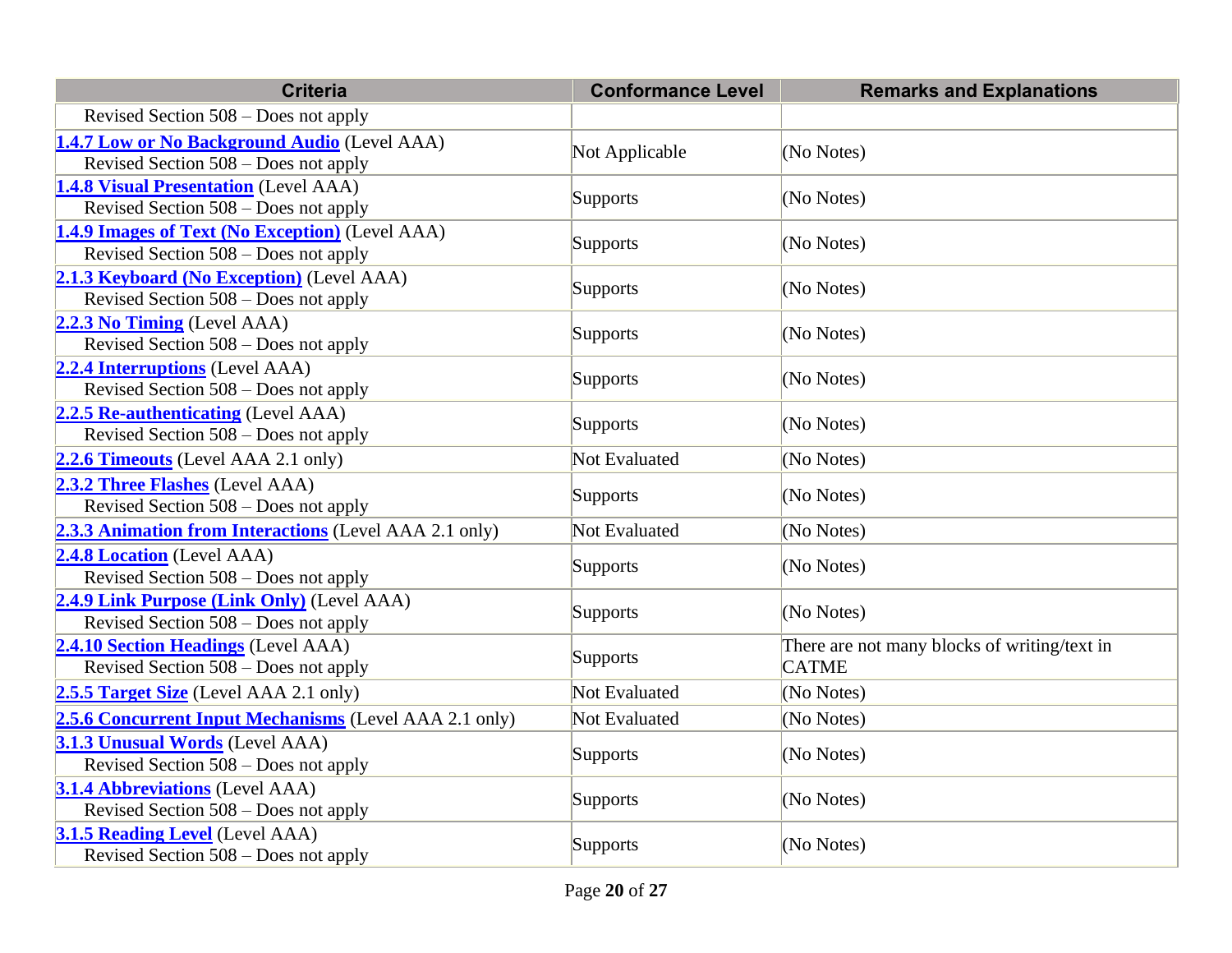| Criteria | Conformance Level | Remarks and Explanations |
| --- | --- | --- |
| Revised Section 508 – Does not apply | | |
| **1.4.7 Low or No Background Audio** (Level AAA)<br>Revised Section 508 – Does not apply | Not Applicable | (No Notes) |
| **1.4.8 Visual Presentation** (Level AAA)<br>Revised Section 508 – Does not apply | Supports | (No Notes) |
| **1.4.9 Images of Text (No Exception)** (Level AAA)<br>Revised Section 508 – Does not apply | Supports | (No Notes) |
| **2.1.3 Keyboard (No Exception)** (Level AAA)<br>Revised Section 508 – Does not apply | Supports | (No Notes) |
| **2.2.3 No Timing** (Level AAA)<br>Revised Section 508 – Does not apply | Supports | (No Notes) |
| **2.2.4 Interruptions** (Level AAA)<br>Revised Section 508 – Does not apply | Supports | (No Notes) |
| **2.2.5 Re-authenticating** (Level AAA)<br>Revised Section 508 – Does not apply | Supports | (No Notes) |
| **2.2.6 Timeouts** (Level AAA 2.1 only) | Not Evaluated | (No Notes) |
| **2.3.2 Three Flashes** (Level AAA)<br>Revised Section 508 – Does not apply | Supports | (No Notes) |
| **2.3.3 Animation from Interactions** (Level AAA 2.1 only) | Not Evaluated | (No Notes) |
| **2.4.8 Location** (Level AAA)<br>Revised Section 508 – Does not apply | Supports | (No Notes) |
| **2.4.9 Link Purpose (Link Only)** (Level AAA)<br>Revised Section 508 – Does not apply | Supports | (No Notes) |
| **2.4.10 Section Headings** (Level AAA)<br>Revised Section 508 – Does not apply | Supports | There are not many blocks of writing/text in CATME |
| **2.5.5 Target Size** (Level AAA 2.1 only) | Not Evaluated | (No Notes) |
| **2.5.6 Concurrent Input Mechanisms** (Level AAA 2.1 only) | Not Evaluated | (No Notes) |
| **3.1.3 Unusual Words** (Level AAA)<br>Revised Section 508 – Does not apply | Supports | (No Notes) |
| **3.1.4 Abbreviations** (Level AAA)<br>Revised Section 508 – Does not apply | Supports | (No Notes) |
| **3.1.5 Reading Level** (Level AAA)<br>Revised Section 508 – Does not apply | Supports | (No Notes) |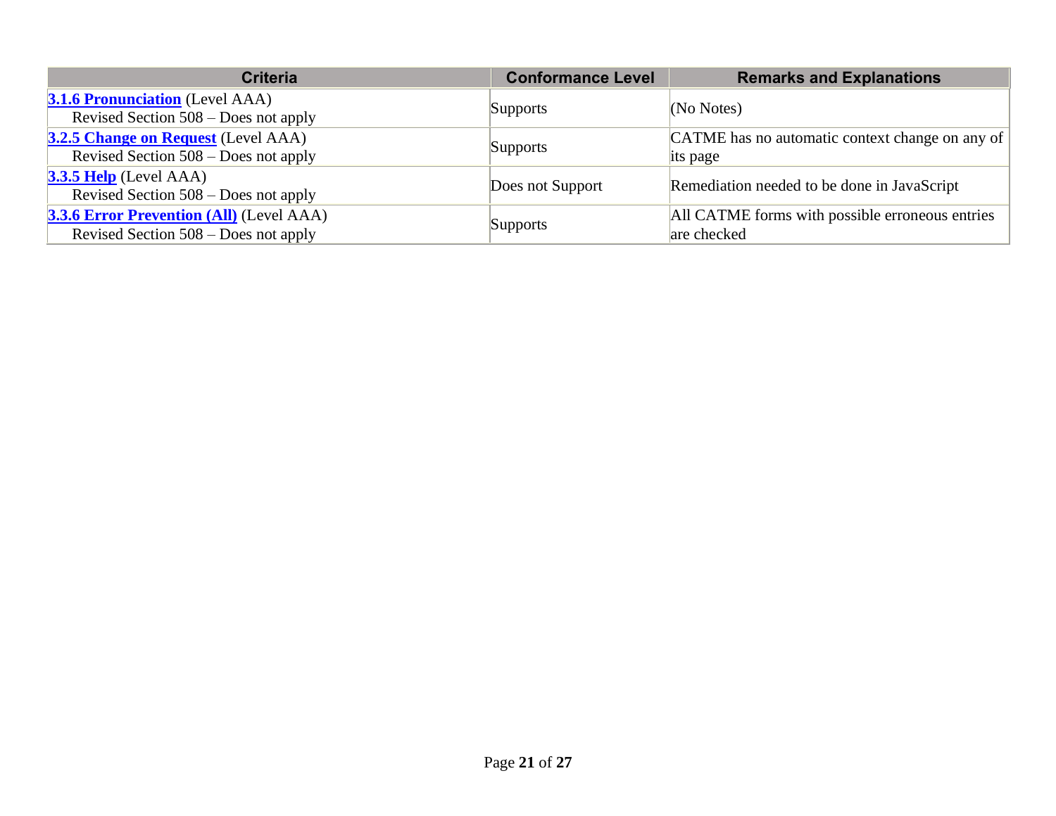| Criteria | Conformance Level | Remarks and Explanations |
|---|---|---|
| **3.1.6 Pronunciation** (Level AAA) Revised Section 508 – Does not apply | Supports | (No Notes) |
| **3.2.5 Change on Request** (Level AAA) Revised Section 508 – Does not apply | Supports | CATME has no automatic context change on any of its page |
| **3.3.5 Help** (Level AAA) Revised Section 508 – Does not apply | Does not Support | Remediation needed to be done in JavaScript |
| **3.3.6 Error Prevention (All)** (Level AAA) Revised Section 508 – Does not apply | Supports | All CATME forms with possible erroneous entries are checked |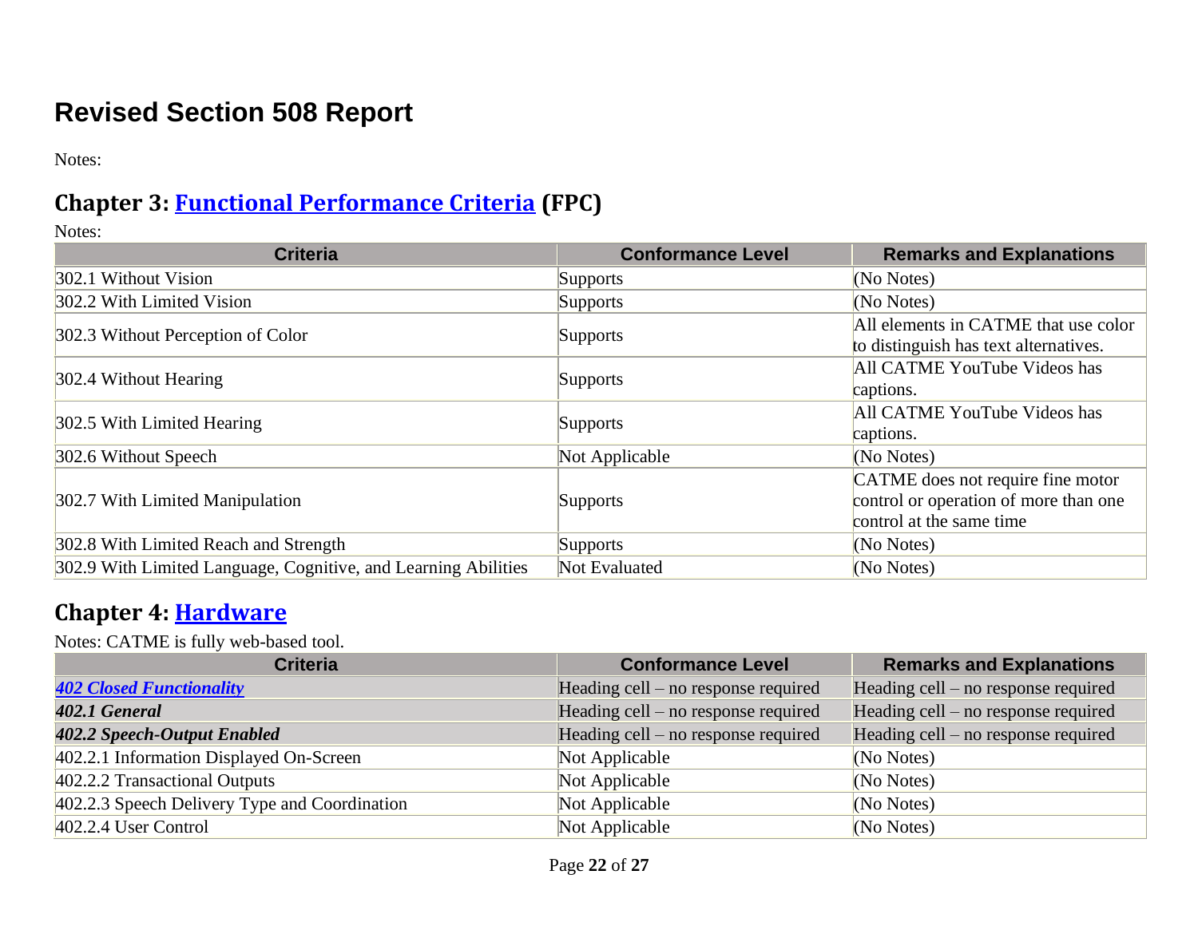# Revised Section 508 Report

Notes:

## Chapter 3: Functional Performance Criteria (FPC)

Notes:

| Criteria | Conformance Level | Remarks and Explanations |
| --- | --- | --- |
| 302.1 Without Vision | Supports | (No Notes) |
| 302.2 With Limited Vision | Supports | (No Notes) |
| 302.3 Without Perception of Color | Supports | All elements in CATME that use color to distinguish has text alternatives. |
| 302.4 Without Hearing | Supports | All CATME YouTube Videos has captions. |
| 302.5 With Limited Hearing | Supports | All CATME YouTube Videos has captions. |
| 302.6 Without Speech | Not Applicable | (No Notes) |
| 302.7 With Limited Manipulation | Supports | CATME does not require fine motor control or operation of more than one control at the same time |
| 302.8 With Limited Reach and Strength | Supports | (No Notes) |
| 302.9 With Limited Language, Cognitive, and Learning Abilities | Not Evaluated | (No Notes) |

## Chapter 4: Hardware

Notes: CATME is fully web-based tool.

| Criteria | Conformance Level | Remarks and Explanations |
| --- | --- | --- |
| ***402 Closed Functionality*** | Heading cell – no response required | Heading cell – no response required |
| ***402.1 General*** | Heading cell – no response required | Heading cell – no response required |
| ***402.2 Speech-Output Enabled*** | Heading cell – no response required | Heading cell – no response required |
| 402.2.1 Information Displayed On-Screen | Not Applicable | (No Notes) |
| 402.2.2 Transactional Outputs | Not Applicable | (No Notes) |
| 402.2.3 Speech Delivery Type and Coordination | Not Applicable | (No Notes) |
| 402.2.4 User Control | Not Applicable | (No Notes) |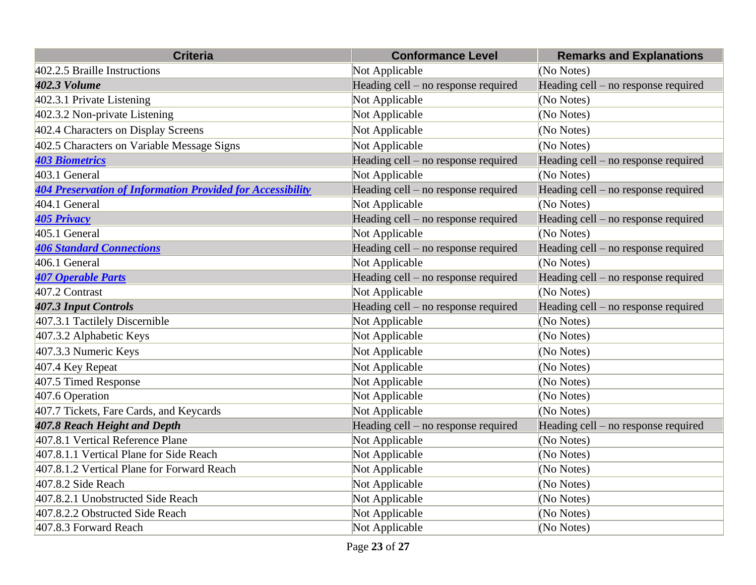| Criteria | Conformance Level | Remarks and Explanations |
|---|---|---|
| 402.2.5 Braille Instructions | Not Applicable | (No Notes) |
| ***402.3 Volume*** | Heading cell – no response required | Heading cell – no response required |
| 402.3.1 Private Listening | Not Applicable | (No Notes) |
| 402.3.2 Non-private Listening | Not Applicable | (No Notes) |
| 402.4 Characters on Display Screens | Not Applicable | (No Notes) |
| 402.5 Characters on Variable Message Signs | Not Applicable | (No Notes) |
| ***403 Biometrics*** | Heading cell – no response required | Heading cell – no response required |
| 403.1 General | Not Applicable | (No Notes) |
| ***404 Preservation of Information Provided for Accessibility*** | Heading cell – no response required | Heading cell – no response required |
| 404.1 General | Not Applicable | (No Notes) |
| ***405 Privacy*** | Heading cell – no response required | Heading cell – no response required |
| 405.1 General | Not Applicable | (No Notes) |
| ***406 Standard Connections*** | Heading cell – no response required | Heading cell – no response required |
| 406.1 General | Not Applicable | (No Notes) |
| ***407 Operable Parts*** | Heading cell – no response required | Heading cell – no response required |
| 407.2 Contrast | Not Applicable | (No Notes) |
| ***407.3 Input Controls*** | Heading cell – no response required | Heading cell – no response required |
| 407.3.1 Tactilely Discernible | Not Applicable | (No Notes) |
| 407.3.2 Alphabetic Keys | Not Applicable | (No Notes) |
| 407.3.3 Numeric Keys | Not Applicable | (No Notes) |
| 407.4 Key Repeat | Not Applicable | (No Notes) |
| 407.5 Timed Response | Not Applicable | (No Notes) |
| 407.6 Operation | Not Applicable | (No Notes) |
| 407.7 Tickets, Fare Cards, and Keycards | Not Applicable | (No Notes) |
| ***407.8 Reach Height and Depth*** | Heading cell – no response required | Heading cell – no response required |
| 407.8.1 Vertical Reference Plane | Not Applicable | (No Notes) |
| 407.8.1.1 Vertical Plane for Side Reach | Not Applicable | (No Notes) |
| 407.8.1.2 Vertical Plane for Forward Reach | Not Applicable | (No Notes) |
| 407.8.2 Side Reach | Not Applicable | (No Notes) |
| 407.8.2.1 Unobstructed Side Reach | Not Applicable | (No Notes) |
| 407.8.2.2 Obstructed Side Reach | Not Applicable | (No Notes) |
| 407.8.3 Forward Reach | Not Applicable | (No Notes) |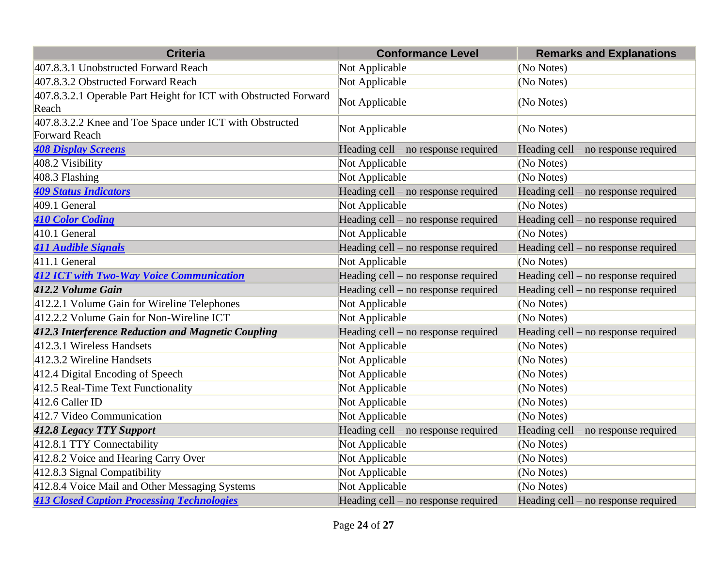| Criteria | Conformance Level | Remarks and Explanations |
| --- | --- | --- |
| 407.8.3.1 Unobstructed Forward Reach | Not Applicable | (No Notes) |
| 407.8.3.2 Obstructed Forward Reach | Not Applicable | (No Notes) |
| 407.8.3.2.1 Operable Part Height for ICT with Obstructed Forward Reach | Not Applicable | (No Notes) |
| 407.8.3.2.2 Knee and Toe Space under ICT with Obstructed Forward Reach | Not Applicable | (No Notes) |
| ***408 Display Screens*** | Heading cell – no response required | Heading cell – no response required |
| 408.2 Visibility | Not Applicable | (No Notes) |
| 408.3 Flashing | Not Applicable | (No Notes) |
| ***409 Status Indicators*** | Heading cell – no response required | Heading cell – no response required |
| 409.1 General | Not Applicable | (No Notes) |
| ***410 Color Coding*** | Heading cell – no response required | Heading cell – no response required |
| 410.1 General | Not Applicable | (No Notes) |
| ***411 Audible Signals*** | Heading cell – no response required | Heading cell – no response required |
| 411.1 General | Not Applicable | (No Notes) |
| ***412 ICT with Two-Way Voice Communication*** | Heading cell – no response required | Heading cell – no response required |
| ***412.2 Volume Gain*** | Heading cell – no response required | Heading cell – no response required |
| 412.2.1 Volume Gain for Wireline Telephones | Not Applicable | (No Notes) |
| 412.2.2 Volume Gain for Non-Wireline ICT | Not Applicable | (No Notes) |
| ***412.3 Interference Reduction and Magnetic Coupling*** | Heading cell – no response required | Heading cell – no response required |
| 412.3.1 Wireless Handsets | Not Applicable | (No Notes) |
| 412.3.2 Wireline Handsets | Not Applicable | (No Notes) |
| 412.4 Digital Encoding of Speech | Not Applicable | (No Notes) |
| 412.5 Real-Time Text Functionality | Not Applicable | (No Notes) |
| 412.6 Caller ID | Not Applicable | (No Notes) |
| 412.7 Video Communication | Not Applicable | (No Notes) |
| ***412.8 Legacy TTY Support*** | Heading cell – no response required | Heading cell – no response required |
| 412.8.1 TTY Connectability | Not Applicable | (No Notes) |
| 412.8.2 Voice and Hearing Carry Over | Not Applicable | (No Notes) |
| 412.8.3 Signal Compatibility | Not Applicable | (No Notes) |
| 412.8.4 Voice Mail and Other Messaging Systems | Not Applicable | (No Notes) |
| ***413 Closed Caption Processing Technologies*** | Heading cell – no response required | Heading cell – no response required |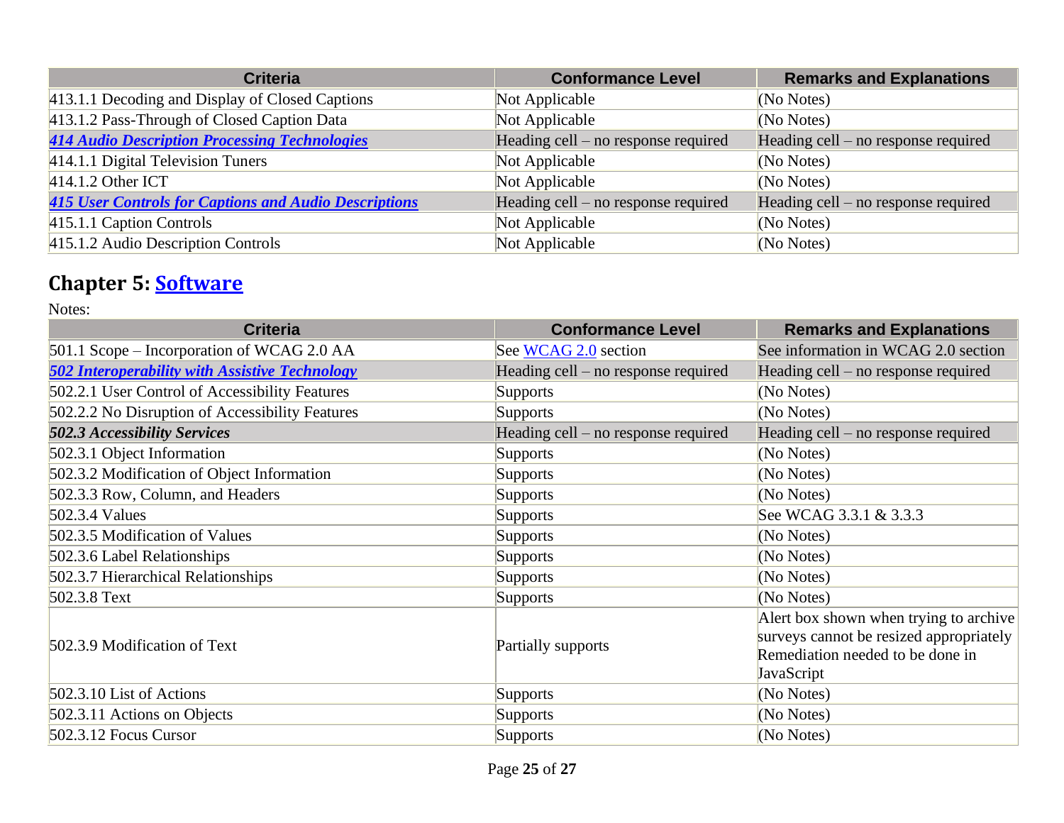| Criteria | Conformance Level | Remarks and Explanations |
|---|---|---|
| 413.1.1 Decoding and Display of Closed Captions | Not Applicable | (No Notes) |
| 413.1.2 Pass-Through of Closed Caption Data | Not Applicable | (No Notes) |
| ***414 Audio Description Processing Technologies*** | Heading cell – no response required | Heading cell – no response required |
| 414.1.1 Digital Television Tuners | Not Applicable | (No Notes) |
| 414.1.2 Other ICT | Not Applicable | (No Notes) |
| ***415 User Controls for Captions and Audio Descriptions*** | Heading cell – no response required | Heading cell – no response required |
| 415.1.1 Caption Controls | Not Applicable | (No Notes) |
| 415.1.2 Audio Description Controls | Not Applicable | (No Notes) |

## Chapter 5: Software

Notes:

| Criteria | Conformance Level | Remarks and Explanations |
|---|---|---|
| 501.1 Scope – Incorporation of WCAG 2.0 AA | See WCAG 2.0 section | See information in WCAG 2.0 section |
| ***502 Interoperability with Assistive Technology*** | Heading cell – no response required | Heading cell – no response required |
| 502.2.1 User Control of Accessibility Features | Supports | (No Notes) |
| 502.2.2 No Disruption of Accessibility Features | Supports | (No Notes) |
| ***502.3 Accessibility Services*** | Heading cell – no response required | Heading cell – no response required |
| 502.3.1 Object Information | Supports | (No Notes) |
| 502.3.2 Modification of Object Information | Supports | (No Notes) |
| 502.3.3 Row, Column, and Headers | Supports | (No Notes) |
| 502.3.4 Values | Supports | See WCAG 3.3.1 & 3.3.3 |
| 502.3.5 Modification of Values | Supports | (No Notes) |
| 502.3.6 Label Relationships | Supports | (No Notes) |
| 502.3.7 Hierarchical Relationships | Supports | (No Notes) |
| 502.3.8 Text | Supports | (No Notes) |
| 502.3.9 Modification of Text | Partially supports | Alert box shown when trying to archive surveys cannot be resized appropriately Remediation needed to be done in JavaScript |
| 502.3.10 List of Actions | Supports | (No Notes) |
| 502.3.11 Actions on Objects | Supports | (No Notes) |
| 502.3.12 Focus Cursor | Supports | (No Notes) |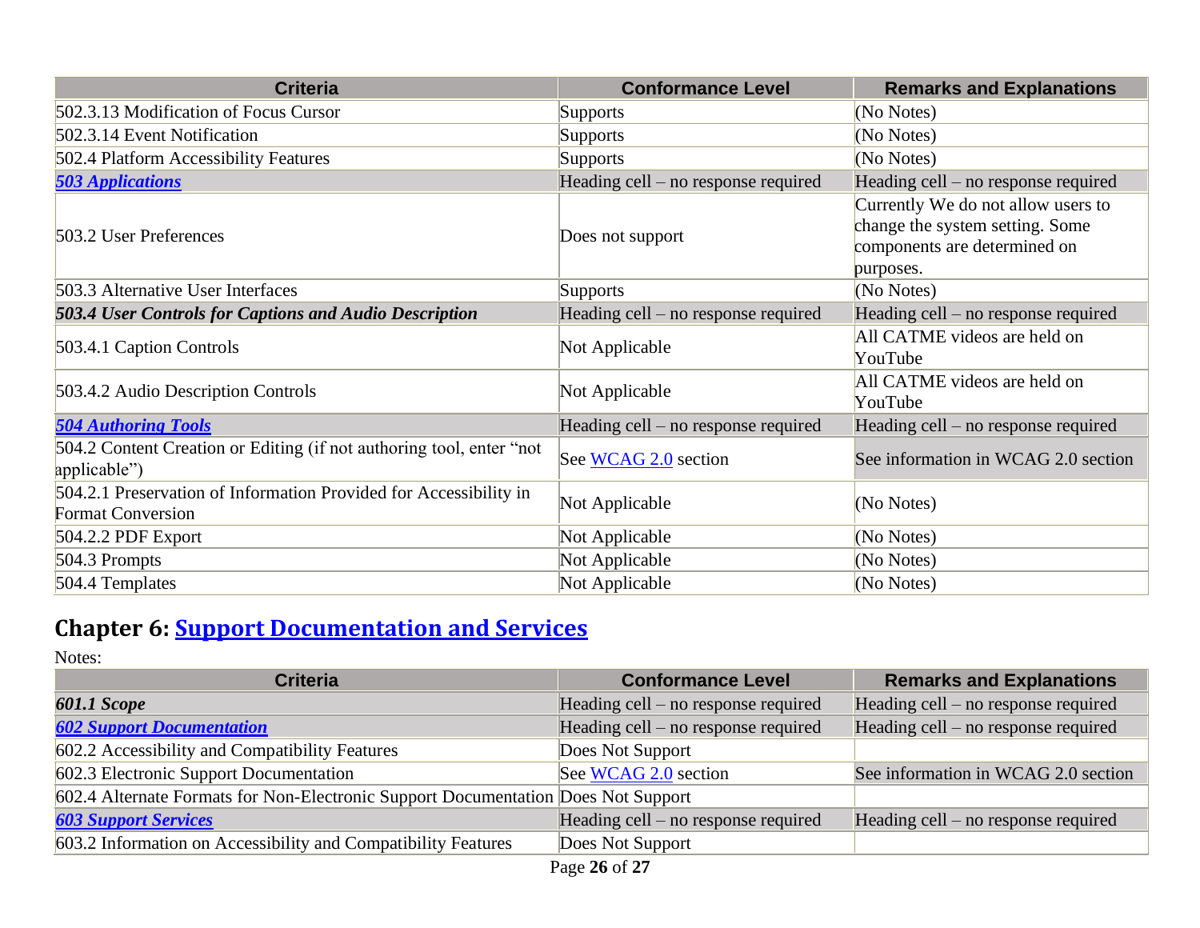| Criteria | Conformance Level | Remarks and Explanations |
| --- | --- | --- |
| 502.3.13 Modification of Focus Cursor | Supports | (No Notes) |
| 502.3.14 Event Notification | Supports | (No Notes) |
| 502.4 Platform Accessibility Features | Supports | (No Notes) |
| ***503 Applications*** | Heading cell – no response required | Heading cell – no response required |
| 503.2 User Preferences | Does not support | Currently We do not allow users to change the system setting. Some components are determined on purposes. |
| 503.3 Alternative User Interfaces | Supports | (No Notes) |
| ***503.4 User Controls for Captions and Audio Description*** | Heading cell – no response required | Heading cell – no response required |
| 503.4.1 Caption Controls | Not Applicable | All CATME videos are held on YouTube |
| 503.4.2 Audio Description Controls | Not Applicable | All CATME videos are held on YouTube |
| ***504 Authoring Tools*** | Heading cell – no response required | Heading cell – no response required |
| 504.2 Content Creation or Editing (if not authoring tool, enter "not applicable") | See WCAG 2.0 section | See information in WCAG 2.0 section |
| 504.2.1 Preservation of Information Provided for Accessibility in Format Conversion | Not Applicable | (No Notes) |
| 504.2.2 PDF Export | Not Applicable | (No Notes) |
| 504.3 Prompts | Not Applicable | (No Notes) |
| 504.4 Templates | Not Applicable | (No Notes) |

## Chapter 6: Support Documentation and Services

Notes:

| Criteria | Conformance Level | Remarks and Explanations |
| --- | --- | --- |
| ***601.1 Scope*** | Heading cell – no response required | Heading cell – no response required |
| ***602 Support Documentation*** | Heading cell – no response required | Heading cell – no response required |
| 602.2 Accessibility and Compatibility Features | Does Not Support | |
| 602.3 Electronic Support Documentation | See WCAG 2.0 section | See information in WCAG 2.0 section |
| 602.4 Alternate Formats for Non-Electronic Support Documentation | Does Not Support | |
| ***603 Support Services*** | Heading cell – no response required | Heading cell – no response required |
| 603.2 Information on Accessibility and Compatibility Features | Does Not Support | |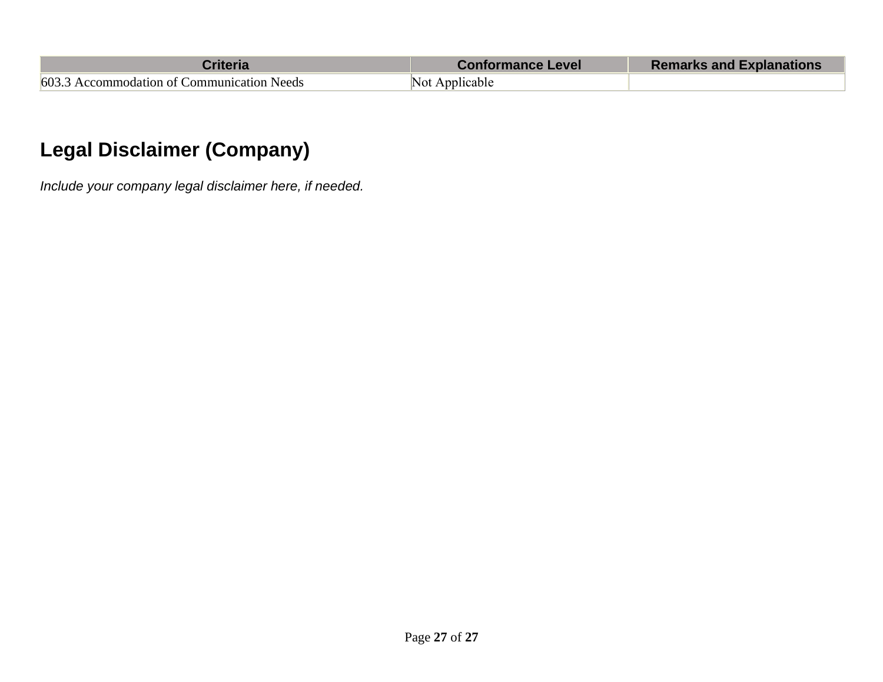| Criteria | Conformance Level | Remarks and Explanations |
|---|---|---|
| 603.3 Accommodation of Communication Needs | Not Applicable | |

## Legal Disclaimer (Company)

*Include your company legal disclaimer here, if needed.*